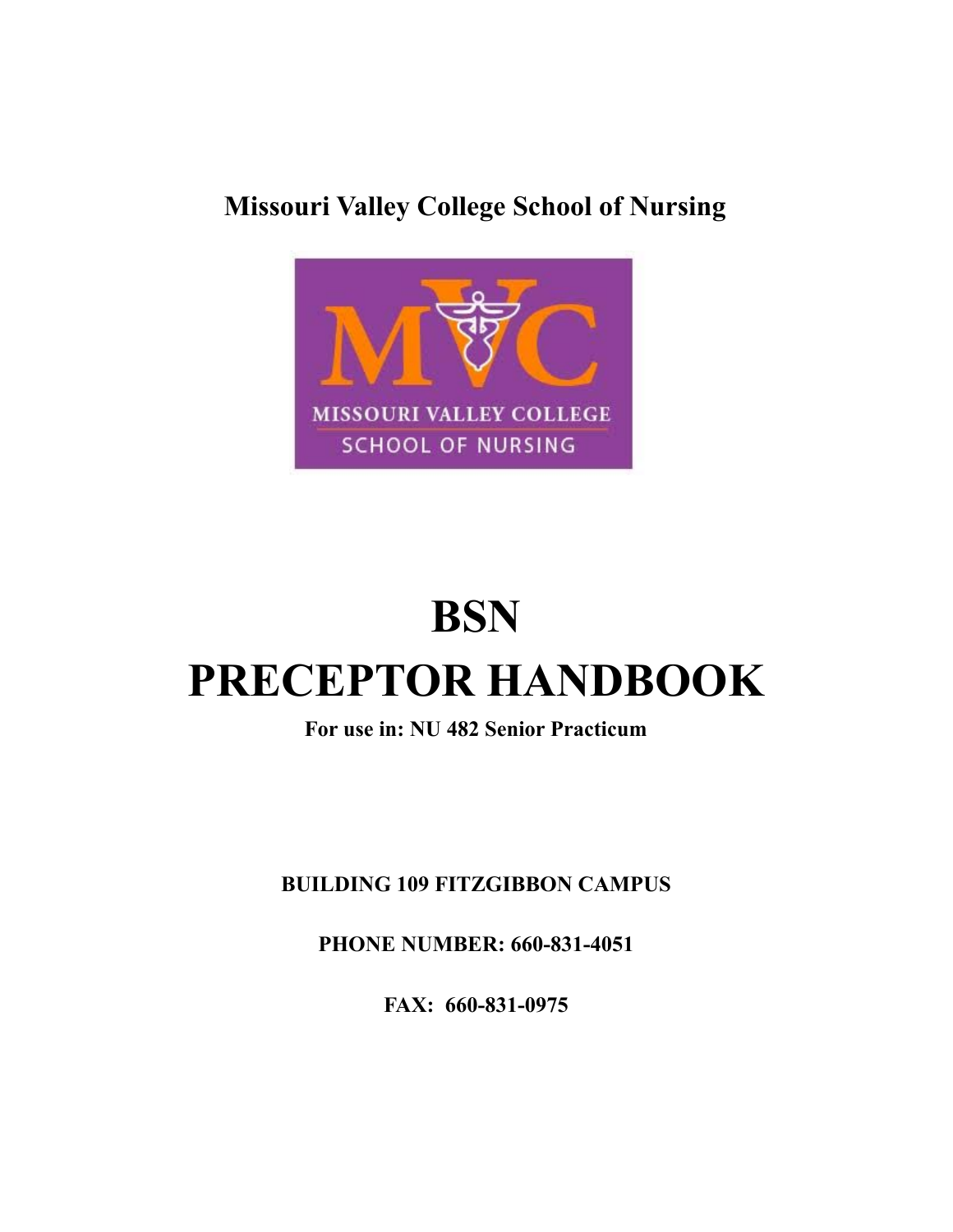**Missouri Valley College School of Nursing**

# BSN
# PRECEPTOR HANDBOOK

**For use in: NU 482 Senior Practicum**

**BUILDING 109 FITZGIBBON CAMPUS**

**PHONE NUMBER: 660-831-4051**

**FAX: 660-831-0975**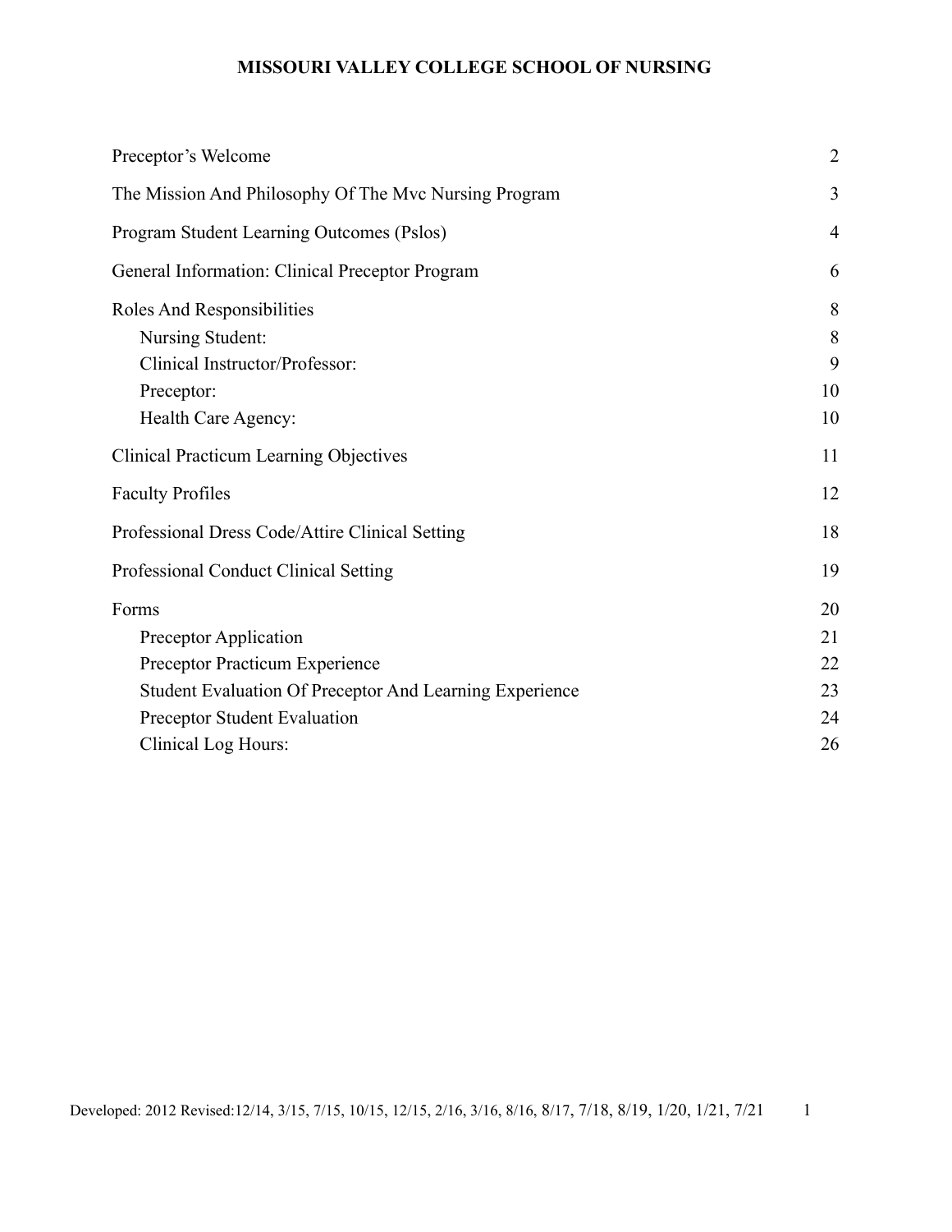# MISSOURI VALLEY COLLEGE SCHOOL OF NURSING

| | |
|---|---|
| Preceptor's Welcome | 2 |
| The Mission And Philosophy Of The Mvc Nursing Program | 3 |
| Program Student Learning Outcomes (Pslos) | 4 |
| General Information: Clinical Preceptor Program | 6 |
| Roles And Responsibilities | 8 |
| Nursing Student: | 8 |
| Clinical Instructor/Professor: | 9 |
| Preceptor: | 10 |
| Health Care Agency: | 10 |
| Clinical Practicum Learning Objectives | 11 |
| Faculty Profiles | 12 |
| Professional Dress Code/Attire Clinical Setting | 18 |
| Professional Conduct Clinical Setting | 19 |
| Forms | 20 |
| Preceptor Application | 21 |
| Preceptor Practicum Experience | 22 |
| Student Evaluation Of Preceptor And Learning Experience | 23 |
| Preceptor Student Evaluation | 24 |
| Clinical Log Hours: | 26 |

Developed: 2012 Revised:12/14, 3/15, 7/15, 10/15, 12/15, 2/16, 3/16, 8/16, 8/17, 7/18, 8/19, 1/20, 1/21, 7/21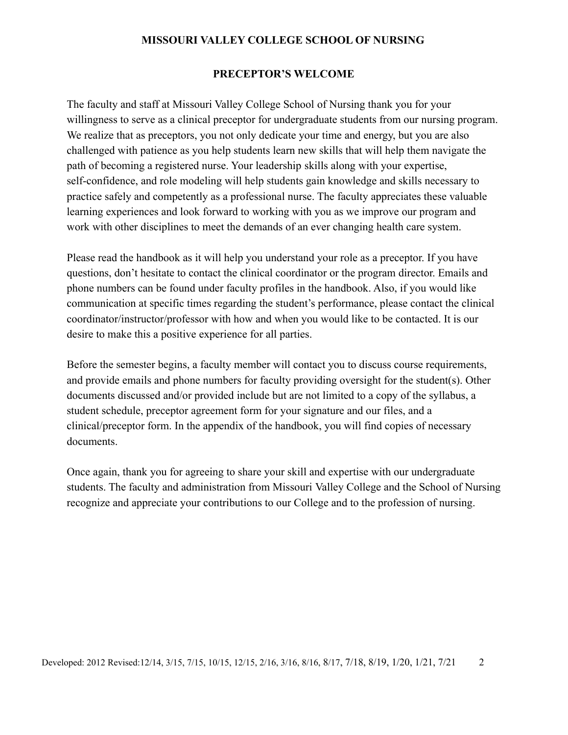# MISSOURI VALLEY COLLEGE SCHOOL OF NURSING

## PRECEPTOR'S WELCOME

The faculty and staff at Missouri Valley College School of Nursing thank you for your willingness to serve as a clinical preceptor for undergraduate students from our nursing program. We realize that as preceptors, you not only dedicate your time and energy, but you are also challenged with patience as you help students learn new skills that will help them navigate the path of becoming a registered nurse. Your leadership skills along with your expertise, self-confidence, and role modeling will help students gain knowledge and skills necessary to practice safely and competently as a professional nurse. The faculty appreciates these valuable learning experiences and look forward to working with you as we improve our program and work with other disciplines to meet the demands of an ever changing health care system.

Please read the handbook as it will help you understand your role as a preceptor. If you have questions, don't hesitate to contact the clinical coordinator or the program director. Emails and phone numbers can be found under faculty profiles in the handbook. Also, if you would like communication at specific times regarding the student's performance, please contact the clinical coordinator/instructor/professor with how and when you would like to be contacted. It is our desire to make this a positive experience for all parties.

Before the semester begins, a faculty member will contact you to discuss course requirements, and provide emails and phone numbers for faculty providing oversight for the student(s). Other documents discussed and/or provided include but are not limited to a copy of the syllabus, a student schedule, preceptor agreement form for your signature and our files, and a clinical/preceptor form. In the appendix of the handbook, you will find copies of necessary documents.

Once again, thank you for agreeing to share your skill and expertise with our undergraduate students. The faculty and administration from Missouri Valley College and the School of Nursing recognize and appreciate your contributions to our College and to the profession of nursing.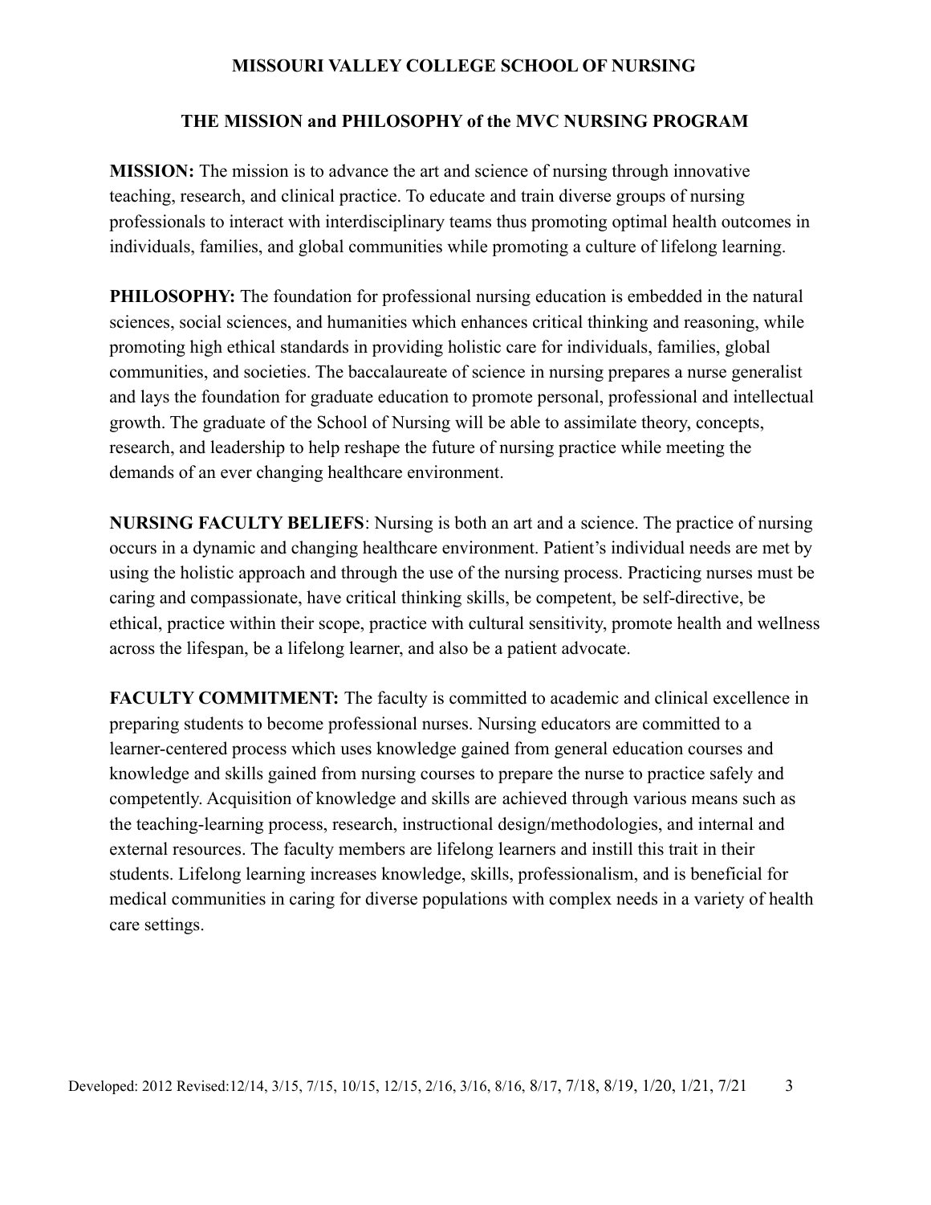# MISSOURI VALLEY COLLEGE SCHOOL OF NURSING

## THE MISSION and PHILOSOPHY of the MVC NURSING PROGRAM

**MISSION:** The mission is to advance the art and science of nursing through innovative teaching, research, and clinical practice. To educate and train diverse groups of nursing professionals to interact with interdisciplinary teams thus promoting optimal health outcomes in individuals, families, and global communities while promoting a culture of lifelong learning.

**PHILOSOPHY:** The foundation for professional nursing education is embedded in the natural sciences, social sciences, and humanities which enhances critical thinking and reasoning, while promoting high ethical standards in providing holistic care for individuals, families, global communities, and societies. The baccalaureate of science in nursing prepares a nurse generalist and lays the foundation for graduate education to promote personal, professional and intellectual growth. The graduate of the School of Nursing will be able to assimilate theory, concepts, research, and leadership to help reshape the future of nursing practice while meeting the demands of an ever changing healthcare environment.

**NURSING FACULTY BELIEFS**: Nursing is both an art and a science. The practice of nursing occurs in a dynamic and changing healthcare environment. Patient's individual needs are met by using the holistic approach and through the use of the nursing process. Practicing nurses must be caring and compassionate, have critical thinking skills, be competent, be self-directive, be ethical, practice within their scope, practice with cultural sensitivity, promote health and wellness across the lifespan, be a lifelong learner, and also be a patient advocate.

**FACULTY COMMITMENT:** The faculty is committed to academic and clinical excellence in preparing students to become professional nurses. Nursing educators are committed to a learner-centered process which uses knowledge gained from general education courses and knowledge and skills gained from nursing courses to prepare the nurse to practice safely and competently. Acquisition of knowledge and skills are achieved through various means such as the teaching-learning process, research, instructional design/methodologies, and internal and external resources. The faculty members are lifelong learners and instill this trait in their students. Lifelong learning increases knowledge, skills, professionalism, and is beneficial for medical communities in caring for diverse populations with complex needs in a variety of health care settings.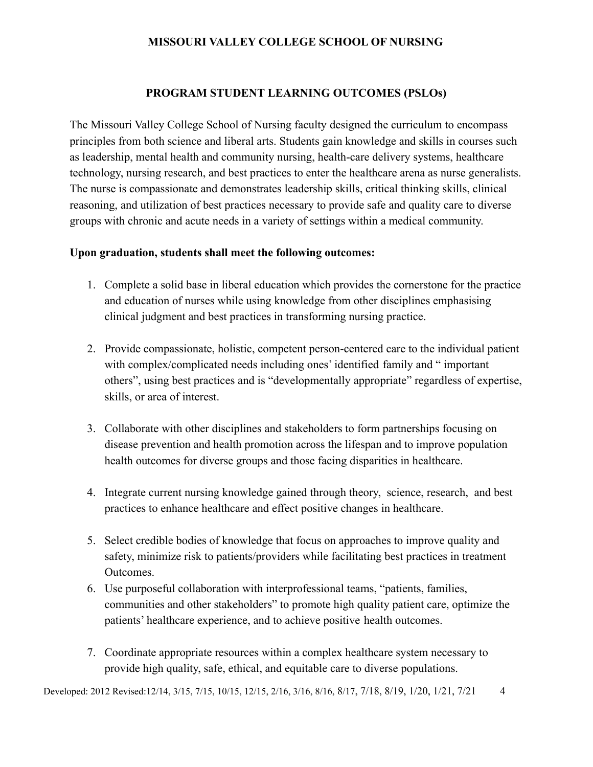# MISSOURI VALLEY COLLEGE SCHOOL OF NURSING

## PROGRAM STUDENT LEARNING OUTCOMES (PSLOs)

The Missouri Valley College School of Nursing faculty designed the curriculum to encompass principles from both science and liberal arts. Students gain knowledge and skills in courses such as leadership, mental health and community nursing, health-care delivery systems, healthcare technology, nursing research, and best practices to enter the healthcare arena as nurse generalists. The nurse is compassionate and demonstrates leadership skills, critical thinking skills, clinical reasoning, and utilization of best practices necessary to provide safe and quality care to diverse groups with chronic and acute needs in a variety of settings within a medical community.

**Upon graduation, students shall meet the following outcomes:**

1. Complete a solid base in liberal education which provides the cornerstone for the practice and education of nurses while using knowledge from other disciplines emphasising clinical judgment and best practices in transforming nursing practice.
2. Provide compassionate, holistic, competent person-centered care to the individual patient with complex/complicated needs including ones' identified family and " important others", using best practices and is "developmentally appropriate" regardless of expertise, skills, or area of interest.
3. Collaborate with other disciplines and stakeholders to form partnerships focusing on disease prevention and health promotion across the lifespan and to improve population health outcomes for diverse groups and those facing disparities in healthcare.
4. Integrate current nursing knowledge gained through theory, science, research, and best practices to enhance healthcare and effect positive changes in healthcare.
5. Select credible bodies of knowledge that focus on approaches to improve quality and safety, minimize risk to patients/providers while facilitating best practices in treatment Outcomes.
6. Use purposeful collaboration with interprofessional teams, "patients, families, communities and other stakeholders" to promote high quality patient care, optimize the patients' healthcare experience, and to achieve positive health outcomes.
7. Coordinate appropriate resources within a complex healthcare system necessary to provide high quality, safe, ethical, and equitable care to diverse populations.

Developed: 2012 Revised:12/14, 3/15, 7/15, 10/15, 12/15, 2/16, 3/16, 8/16, 8/17, 7/18, 8/19, 1/20, 1/21, 7/21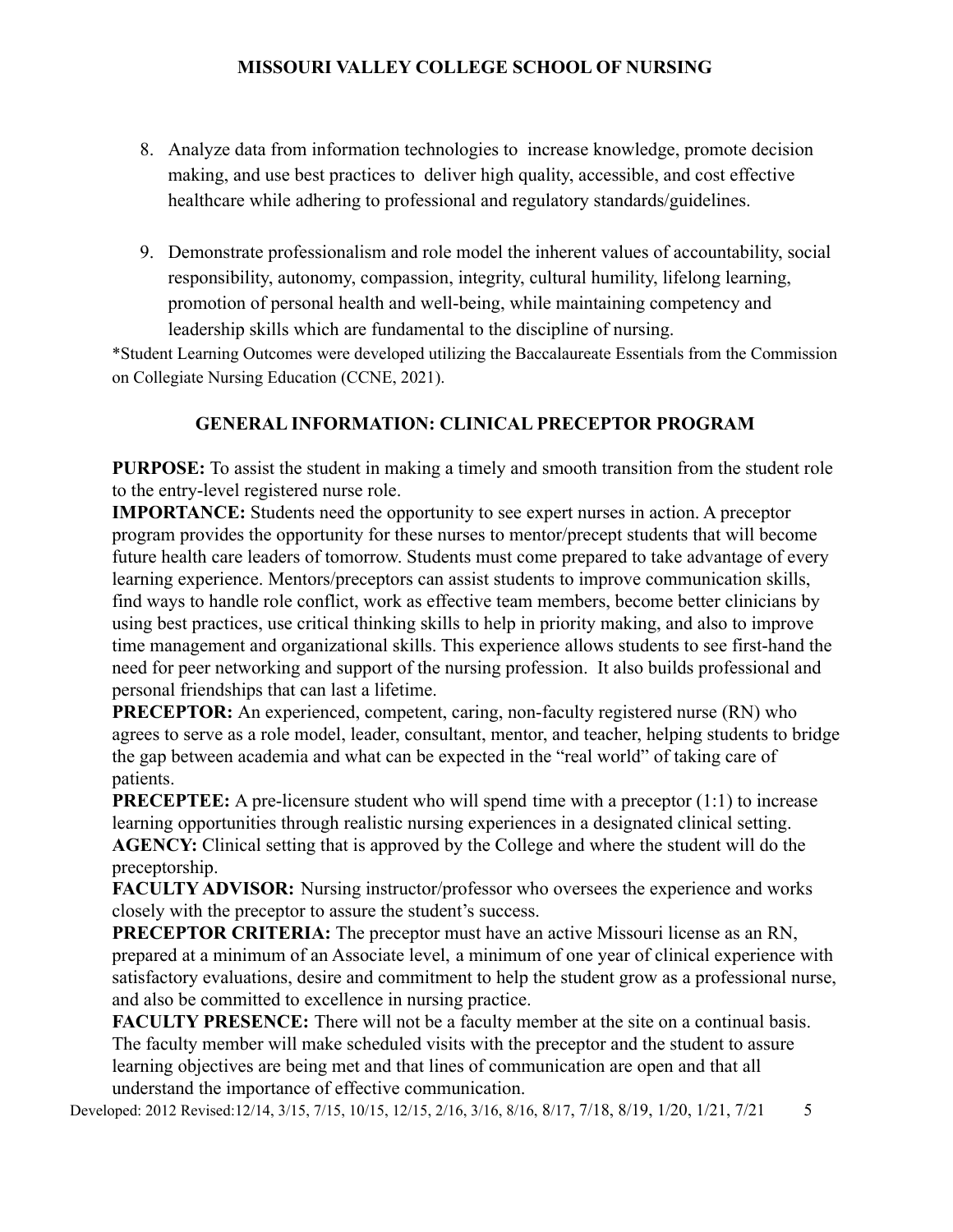8. Analyze data from information technologies to increase knowledge, promote decision making, and use best practices to deliver high quality, accessible, and cost effective healthcare while adhering to professional and regulatory standards/guidelines.

9. Demonstrate professionalism and role model the inherent values of accountability, social responsibility, autonomy, compassion, integrity, cultural humility, lifelong learning, promotion of personal health and well-being, while maintaining competency and leadership skills which are fundamental to the discipline of nursing.

*Student Learning Outcomes were developed utilizing the Baccalaureate Essentials from the Commission on Collegiate Nursing Education (CCNE, 2021).

## GENERAL INFORMATION: CLINICAL PRECEPTOR PROGRAM

**PURPOSE:** To assist the student in making a timely and smooth transition from the student role to the entry-level registered nurse role.

**IMPORTANCE:** Students need the opportunity to see expert nurses in action. A preceptor program provides the opportunity for these nurses to mentor/precept students that will become future health care leaders of tomorrow. Students must come prepared to take advantage of every learning experience. Mentors/preceptors can assist students to improve communication skills, find ways to handle role conflict, work as effective team members, become better clinicians by using best practices, use critical thinking skills to help in priority making, and also to improve time management and organizational skills. This experience allows students to see first-hand the need for peer networking and support of the nursing profession. It also builds professional and personal friendships that can last a lifetime.

**PRECEPTOR:** An experienced, competent, caring, non-faculty registered nurse (RN) who agrees to serve as a role model, leader, consultant, mentor, and teacher, helping students to bridge the gap between academia and what can be expected in the "real world" of taking care of patients.

**PRECEPTEE:** A pre-licensure student who will spend time with a preceptor (1:1) to increase learning opportunities through realistic nursing experiences in a designated clinical setting.

**AGENCY:** Clinical setting that is approved by the College and where the student will do the preceptorship.

**FACULTY ADVISOR:** Nursing instructor/professor who oversees the experience and works closely with the preceptor to assure the student's success.

**PRECEPTOR CRITERIA:** The preceptor must have an active Missouri license as an RN, prepared at a minimum of an Associate level, a minimum of one year of clinical experience with satisfactory evaluations, desire and commitment to help the student grow as a professional nurse, and also be committed to excellence in nursing practice.

**FACULTY PRESENCE:** There will not be a faculty member at the site on a continual basis. The faculty member will make scheduled visits with the preceptor and the student to assure learning objectives are being met and that lines of communication are open and that all understand the importance of effective communication.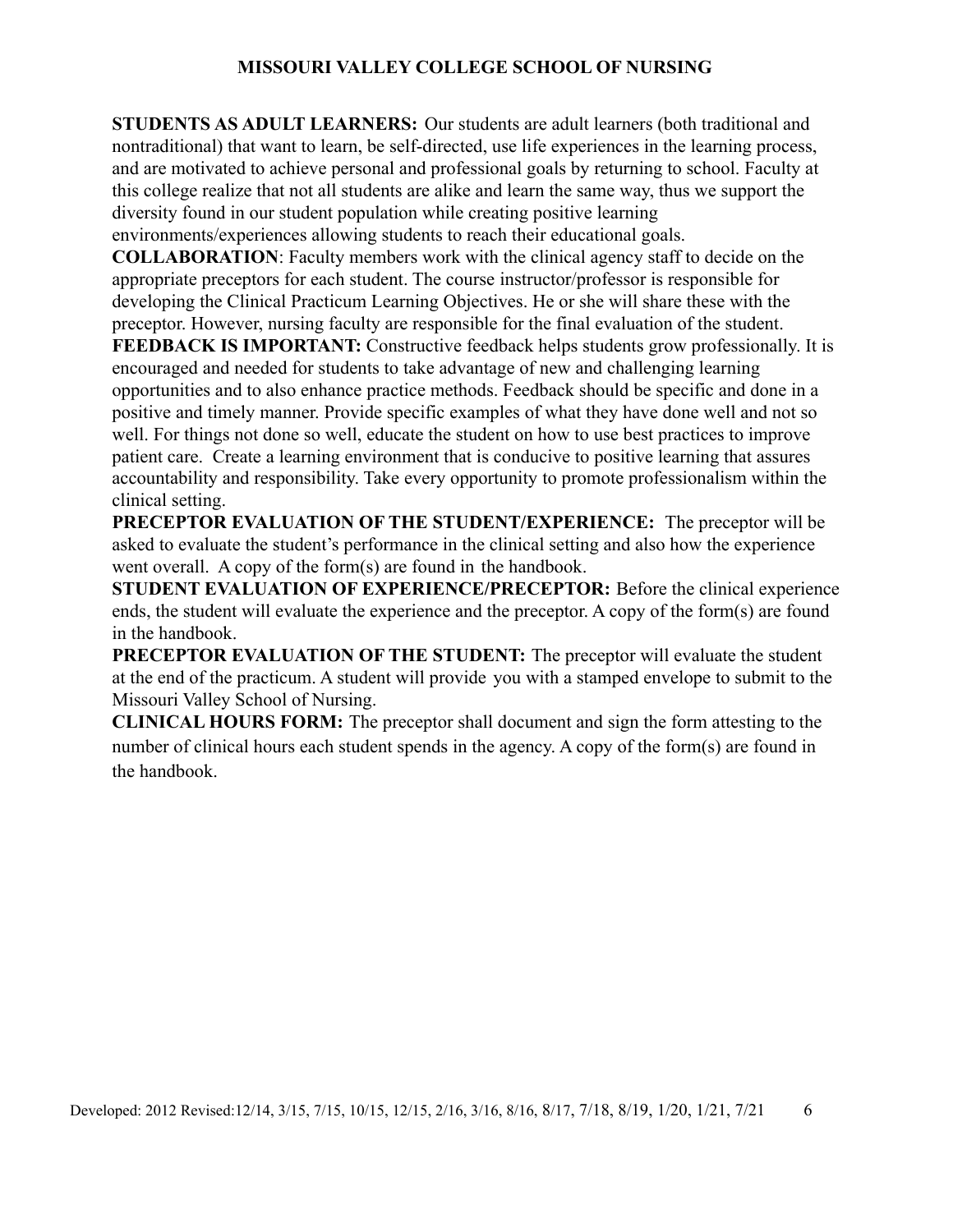**STUDENTS AS ADULT LEARNERS:** Our students are adult learners (both traditional and nontraditional) that want to learn, be self-directed, use life experiences in the learning process, and are motivated to achieve personal and professional goals by returning to school. Faculty at this college realize that not all students are alike and learn the same way, thus we support the diversity found in our student population while creating positive learning environments/experiences allowing students to reach their educational goals.

**COLLABORATION**: Faculty members work with the clinical agency staff to decide on the appropriate preceptors for each student. The course instructor/professor is responsible for developing the Clinical Practicum Learning Objectives. He or she will share these with the preceptor. However, nursing faculty are responsible for the final evaluation of the student.

**FEEDBACK IS IMPORTANT:** Constructive feedback helps students grow professionally. It is encouraged and needed for students to take advantage of new and challenging learning opportunities and to also enhance practice methods. Feedback should be specific and done in a positive and timely manner. Provide specific examples of what they have done well and not so well. For things not done so well, educate the student on how to use best practices to improve patient care. Create a learning environment that is conducive to positive learning that assures accountability and responsibility. Take every opportunity to promote professionalism within the clinical setting.

**PRECEPTOR EVALUATION OF THE STUDENT/EXPERIENCE:** The preceptor will be asked to evaluate the student's performance in the clinical setting and also how the experience went overall. A copy of the form(s) are found in the handbook.

**STUDENT EVALUATION OF EXPERIENCE/PRECEPTOR:** Before the clinical experience ends, the student will evaluate the experience and the preceptor. A copy of the form(s) are found in the handbook.

**PRECEPTOR EVALUATION OF THE STUDENT:** The preceptor will evaluate the student at the end of the practicum. A student will provide you with a stamped envelope to submit to the Missouri Valley School of Nursing.

**CLINICAL HOURS FORM:** The preceptor shall document and sign the form attesting to the number of clinical hours each student spends in the agency. A copy of the form(s) are found in the handbook.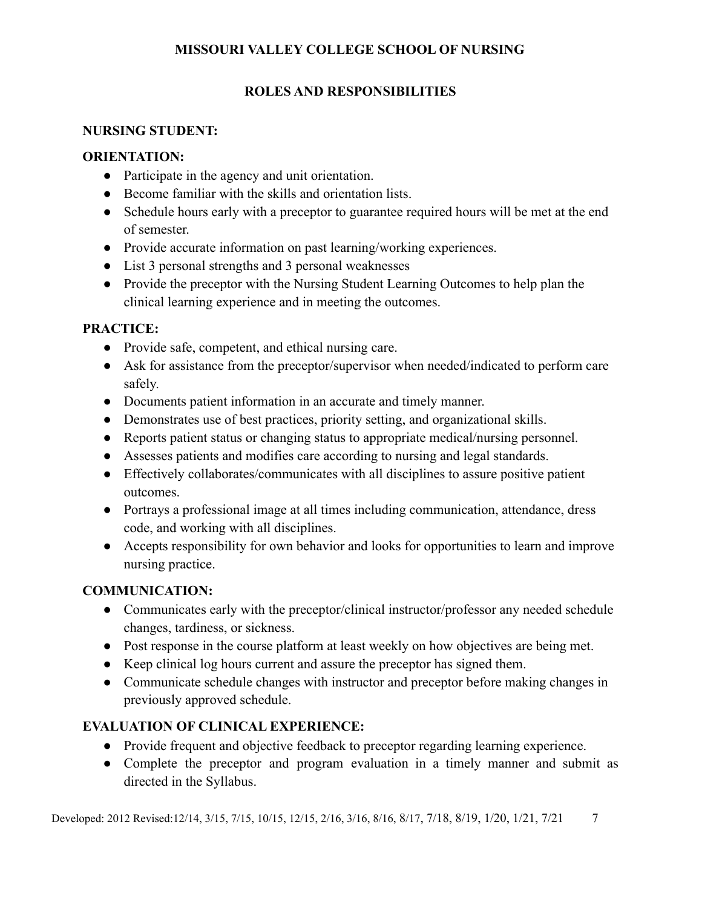# MISSOURI VALLEY COLLEGE SCHOOL OF NURSING

## ROLES AND RESPONSIBILITIES

### NURSING STUDENT:

### ORIENTATION:

- Participate in the agency and unit orientation.
- Become familiar with the skills and orientation lists.
- Schedule hours early with a preceptor to guarantee required hours will be met at the end of semester.
- Provide accurate information on past learning/working experiences.
- List 3 personal strengths and 3 personal weaknesses
- Provide the preceptor with the Nursing Student Learning Outcomes to help plan the clinical learning experience and in meeting the outcomes.

### PRACTICE:

- Provide safe, competent, and ethical nursing care.
- Ask for assistance from the preceptor/supervisor when needed/indicated to perform care safely.
- Documents patient information in an accurate and timely manner.
- Demonstrates use of best practices, priority setting, and organizational skills.
- Reports patient status or changing status to appropriate medical/nursing personnel.
- Assesses patients and modifies care according to nursing and legal standards.
- Effectively collaborates/communicates with all disciplines to assure positive patient outcomes.
- Portrays a professional image at all times including communication, attendance, dress code, and working with all disciplines.
- Accepts responsibility for own behavior and looks for opportunities to learn and improve nursing practice.

### COMMUNICATION:

- Communicates early with the preceptor/clinical instructor/professor any needed schedule changes, tardiness, or sickness.
- Post response in the course platform at least weekly on how objectives are being met.
- Keep clinical log hours current and assure the preceptor has signed them.
- Communicate schedule changes with instructor and preceptor before making changes in previously approved schedule.

### EVALUATION OF CLINICAL EXPERIENCE:

- Provide frequent and objective feedback to preceptor regarding learning experience.
- Complete the preceptor and program evaluation in a timely manner and submit as directed in the Syllabus.

Developed: 2012 Revised:12/14, 3/15, 7/15, 10/15, 12/15, 2/16, 3/16, 8/16, 8/17, 7/18, 8/19, 1/20, 1/21, 7/21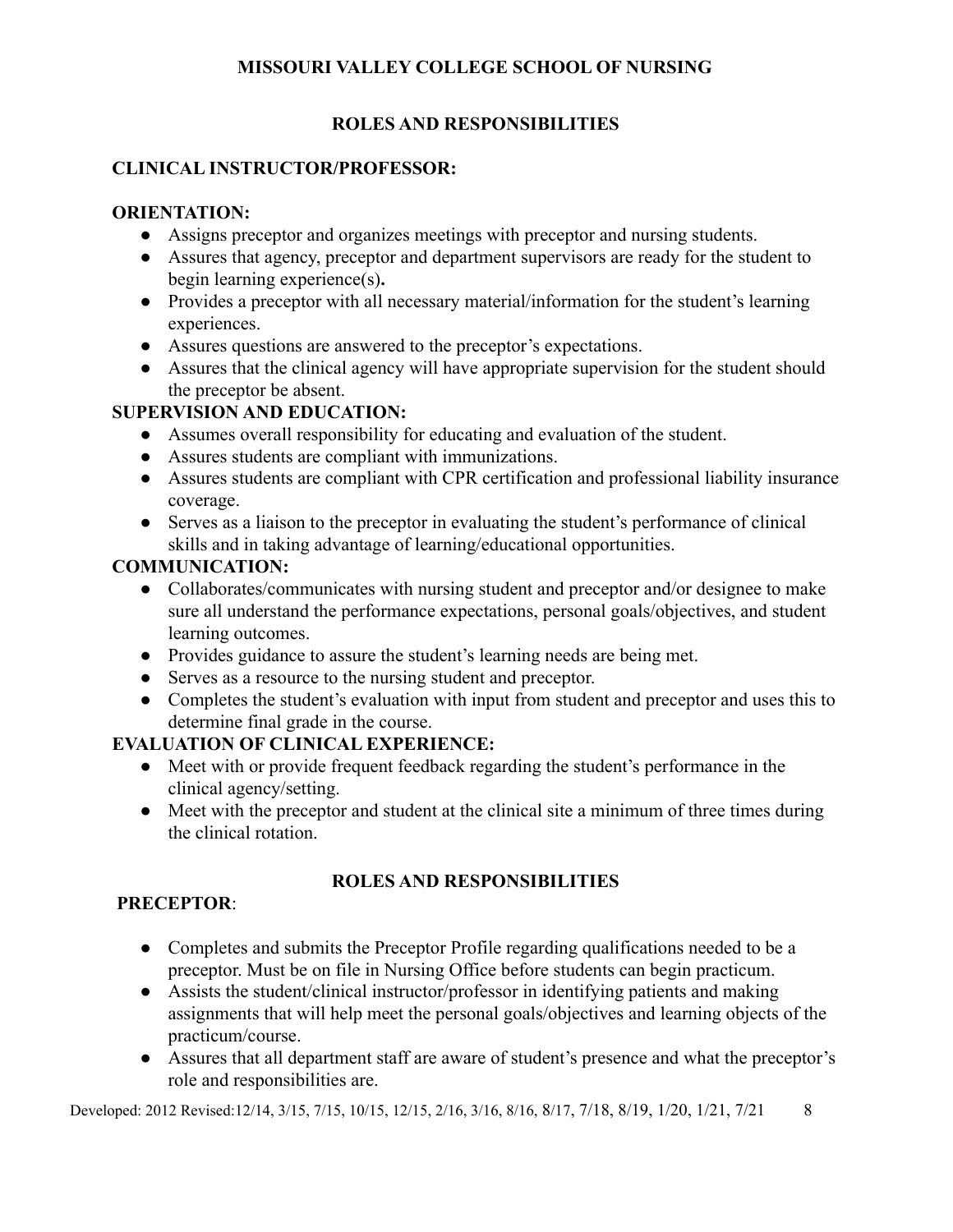# MISSOURI VALLEY COLLEGE SCHOOL OF NURSING

## ROLES AND RESPONSIBILITIES

### CLINICAL INSTRUCTOR/PROFESSOR:

**ORIENTATION:**

- Assigns preceptor and organizes meetings with preceptor and nursing students.
- Assures that agency, preceptor and department supervisors are ready for the student to begin learning experience(s).
- Provides a preceptor with all necessary material/information for the student's learning experiences.
- Assures questions are answered to the preceptor's expectations.
- Assures that the clinical agency will have appropriate supervision for the student should the preceptor be absent.

**SUPERVISION AND EDUCATION:**

- Assumes overall responsibility for educating and evaluation of the student.
- Assures students are compliant with immunizations.
- Assures students are compliant with CPR certification and professional liability insurance coverage.
- Serves as a liaison to the preceptor in evaluating the student's performance of clinical skills and in taking advantage of learning/educational opportunities.

**COMMUNICATION:**

- Collaborates/communicates with nursing student and preceptor and/or designee to make sure all understand the performance expectations, personal goals/objectives, and student learning outcomes.
- Provides guidance to assure the student's learning needs are being met.
- Serves as a resource to the nursing student and preceptor.
- Completes the student's evaluation with input from student and preceptor and uses this to determine final grade in the course.

**EVALUATION OF CLINICAL EXPERIENCE:**

- Meet with or provide frequent feedback regarding the student's performance in the clinical agency/setting.
- Meet with the preceptor and student at the clinical site a minimum of three times during the clinical rotation.

## ROLES AND RESPONSIBILITIES

### PRECEPTOR:

- Completes and submits the Preceptor Profile regarding qualifications needed to be a preceptor. Must be on file in Nursing Office before students can begin practicum.
- Assists the student/clinical instructor/professor in identifying patients and making assignments that will help meet the personal goals/objectives and learning objects of the practicum/course.
- Assures that all department staff are aware of student's presence and what the preceptor's role and responsibilities are.

Developed: 2012 Revised:12/14, 3/15, 7/15, 10/15, 12/15, 2/16, 3/16, 8/16, 8/17, 7/18, 8/19, 1/20, 1/21, 7/21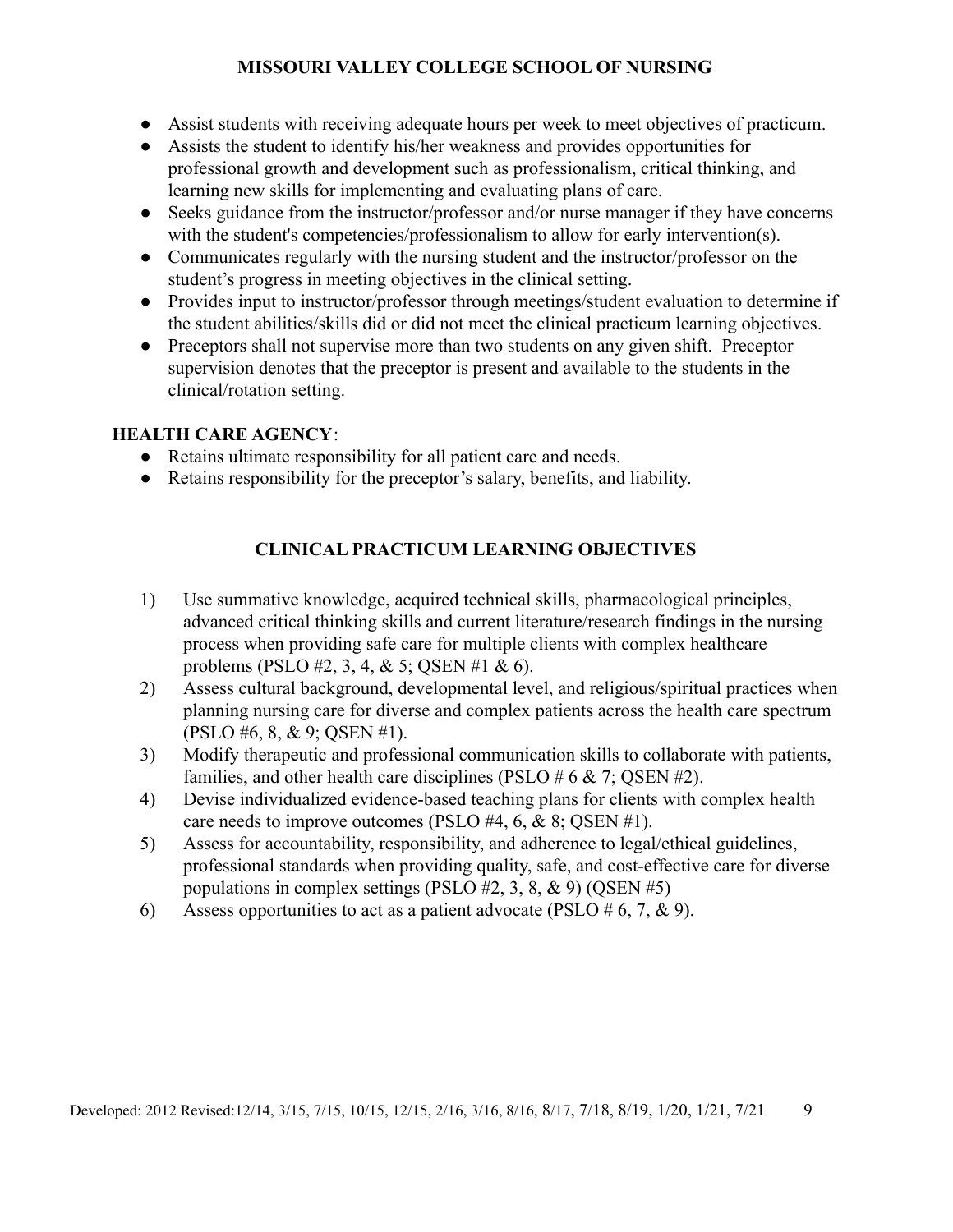- Assist students with receiving adequate hours per week to meet objectives of practicum.
- Assists the student to identify his/her weakness and provides opportunities for professional growth and development such as professionalism, critical thinking, and learning new skills for implementing and evaluating plans of care.
- Seeks guidance from the instructor/professor and/or nurse manager if they have concerns with the student's competencies/professionalism to allow for early intervention(s).
- Communicates regularly with the nursing student and the instructor/professor on the student's progress in meeting objectives in the clinical setting.
- Provides input to instructor/professor through meetings/student evaluation to determine if the student abilities/skills did or did not meet the clinical practicum learning objectives.
- Preceptors shall not supervise more than two students on any given shift. Preceptor supervision denotes that the preceptor is present and available to the students in the clinical/rotation setting.

**HEALTH CARE AGENCY**:

- Retains ultimate responsibility for all patient care and needs.
- Retains responsibility for the preceptor's salary, benefits, and liability.

## CLINICAL PRACTICUM LEARNING OBJECTIVES

1) Use summative knowledge, acquired technical skills, pharmacological principles, advanced critical thinking skills and current literature/research findings in the nursing process when providing safe care for multiple clients with complex healthcare problems (PSLO #2, 3, 4, & 5; QSEN #1 & 6).
2) Assess cultural background, developmental level, and religious/spiritual practices when planning nursing care for diverse and complex patients across the health care spectrum (PSLO #6, 8, & 9; QSEN #1).
3) Modify therapeutic and professional communication skills to collaborate with patients, families, and other health care disciplines (PSLO # 6 & 7; QSEN #2).
4) Devise individualized evidence-based teaching plans for clients with complex health care needs to improve outcomes (PSLO #4, 6, & 8; QSEN #1).
5) Assess for accountability, responsibility, and adherence to legal/ethical guidelines, professional standards when providing quality, safe, and cost-effective care for diverse populations in complex settings (PSLO #2, 3, 8, & 9) (QSEN #5)
6) Assess opportunities to act as a patient advocate (PSLO # 6, 7, & 9).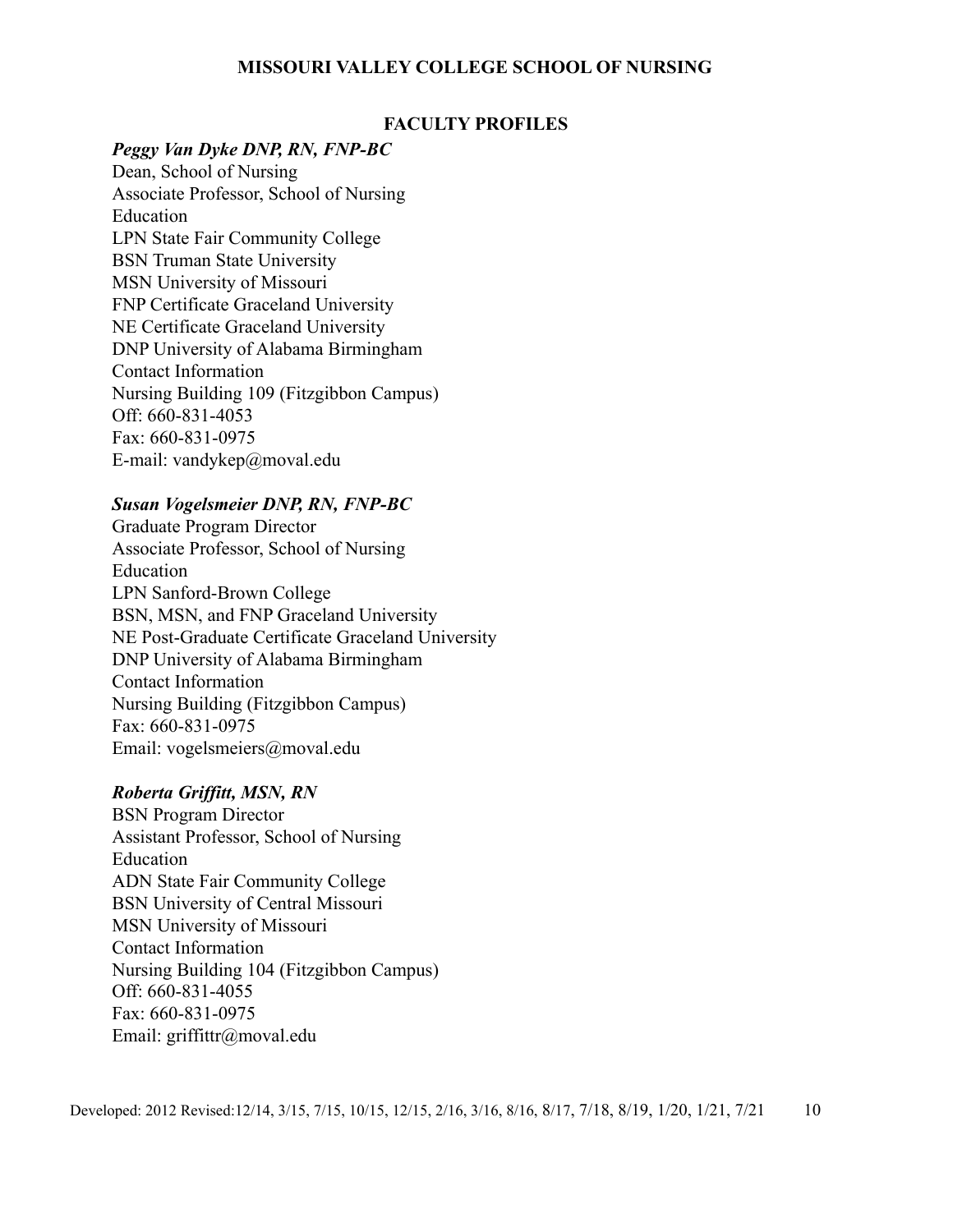# MISSOURI VALLEY COLLEGE SCHOOL OF NURSING

## FACULTY PROFILES

***Peggy Van Dyke DNP, RN, FNP-BC***

Dean, School of Nursing
Associate Professor, School of Nursing
Education
LPN State Fair Community College
BSN Truman State University
MSN University of Missouri
FNP Certificate Graceland University
NE Certificate Graceland University
DNP University of Alabama Birmingham
Contact Information
Nursing Building 109 (Fitzgibbon Campus)
Off: 660-831-4053
Fax: 660-831-0975
E-mail: vandykep@moval.edu

***Susan Vogelsmeier DNP, RN, FNP-BC***

Graduate Program Director
Associate Professor, School of Nursing
Education
LPN Sanford-Brown College
BSN, MSN, and FNP Graceland University
NE Post-Graduate Certificate Graceland University
DNP University of Alabama Birmingham
Contact Information
Nursing Building (Fitzgibbon Campus)
Fax: 660-831-0975
Email: vogelsmeiers@moval.edu

***Roberta Griffitt, MSN, RN***

BSN Program Director
Assistant Professor, School of Nursing
Education
ADN State Fair Community College
BSN University of Central Missouri
MSN University of Missouri
Contact Information
Nursing Building 104 (Fitzgibbon Campus)
Off: 660-831-4055
Fax: 660-831-0975
Email: griffittr@moval.edu

Developed: 2012 Revised:12/14, 3/15, 7/15, 10/15, 12/15, 2/16, 3/16, 8/16, 8/17, 7/18, 8/19, 1/20, 1/21, 7/21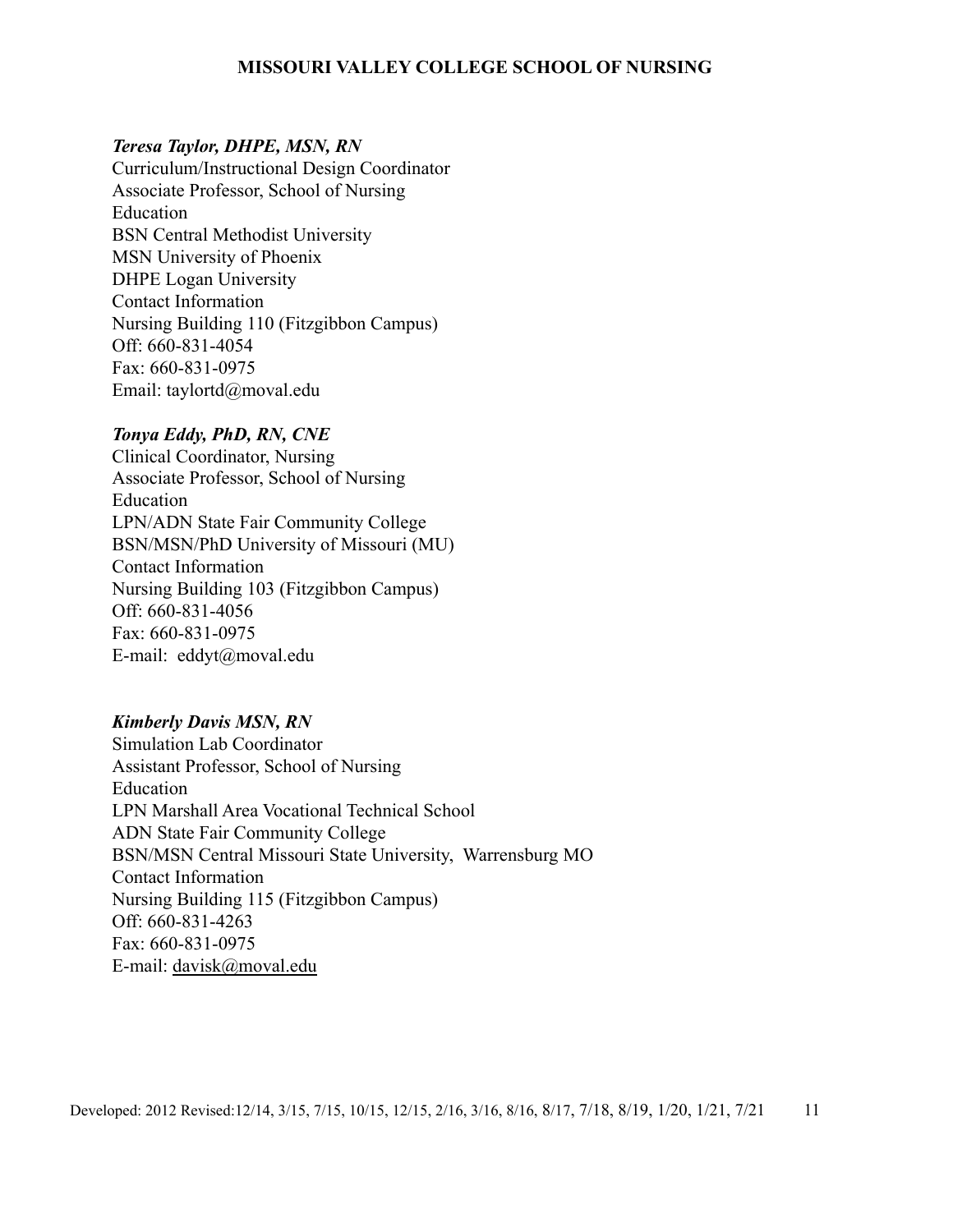***Teresa Taylor, DHPE, MSN, RN***
Curriculum/Instructional Design Coordinator
Associate Professor, School of Nursing
Education
BSN Central Methodist University
MSN University of Phoenix
DHPE Logan University
Contact Information
Nursing Building 110 (Fitzgibbon Campus)
Off: 660-831-4054
Fax: 660-831-0975
Email: taylortd@moval.edu

***Tonya Eddy, PhD, RN, CNE***
Clinical Coordinator, Nursing
Associate Professor, School of Nursing
Education
LPN/ADN State Fair Community College
BSN/MSN/PhD University of Missouri (MU)
Contact Information
Nursing Building 103 (Fitzgibbon Campus)
Off: 660-831-4056
Fax: 660-831-0975
E-mail: eddyt@moval.edu

***Kimberly Davis MSN, RN***
Simulation Lab Coordinator
Assistant Professor, School of Nursing
Education
LPN Marshall Area Vocational Technical School
ADN State Fair Community College
BSN/MSN Central Missouri State University, Warrensburg MO
Contact Information
Nursing Building 115 (Fitzgibbon Campus)
Off: 660-831-4263
Fax: 660-831-0975
E-mail: davisk@moval.edu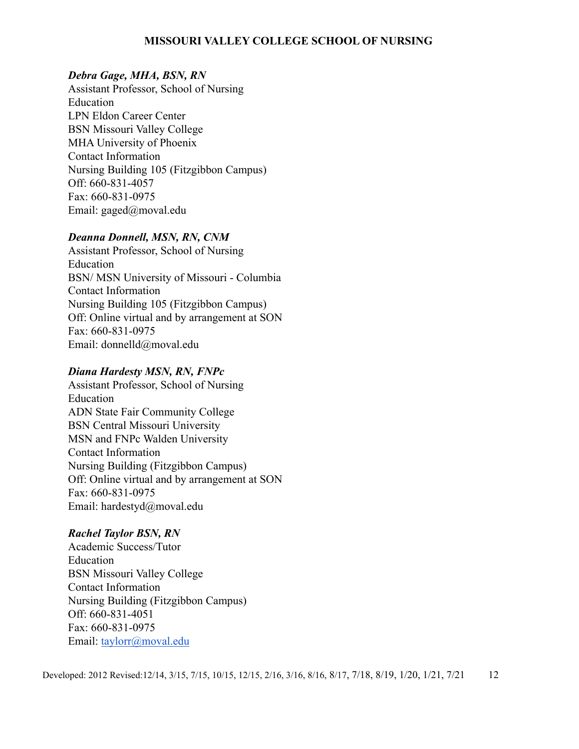***Debra Gage, MHA, BSN, RN***
Assistant Professor, School of Nursing
Education
LPN Eldon Career Center
BSN Missouri Valley College
MHA University of Phoenix
Contact Information
Nursing Building 105 (Fitzgibbon Campus)
Off: 660-831-4057
Fax: 660-831-0975
Email: gaged@moval.edu

***Deanna Donnell, MSN, RN, CNM***
Assistant Professor, School of Nursing
Education
BSN/ MSN University of Missouri - Columbia
Contact Information
Nursing Building 105 (Fitzgibbon Campus)
Off: Online virtual and by arrangement at SON
Fax: 660-831-0975
Email: donnelld@moval.edu

***Diana Hardesty MSN, RN, FNPc***
Assistant Professor, School of Nursing
Education
ADN State Fair Community College
BSN Central Missouri University
MSN and FNPc Walden University
Contact Information
Nursing Building (Fitzgibbon Campus)
Off: Online virtual and by arrangement at SON
Fax: 660-831-0975
Email: hardestyd@moval.edu

***Rachel Taylor BSN, RN***
Academic Success/Tutor
Education
BSN Missouri Valley College
Contact Information
Nursing Building (Fitzgibbon Campus)
Off: 660-831-4051
Fax: 660-831-0975
Email: taylorr@moval.edu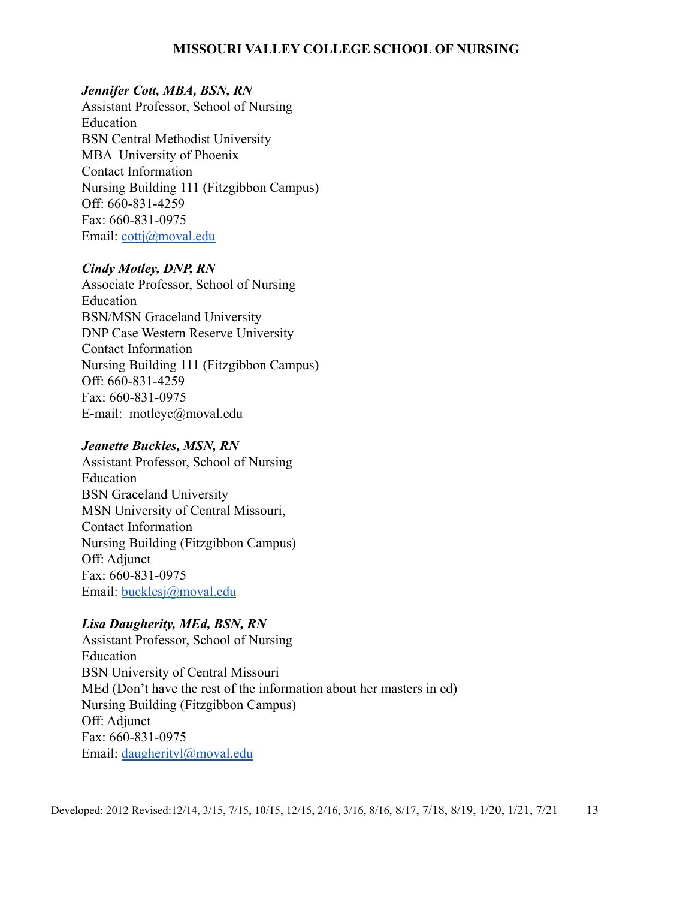***Jennifer Cott, MBA, BSN, RN***
Assistant Professor, School of Nursing
Education
BSN Central Methodist University
MBA University of Phoenix
Contact Information
Nursing Building 111 (Fitzgibbon Campus)
Off: 660-831-4259
Fax: 660-831-0975
Email: cottj@moval.edu

***Cindy Motley, DNP, RN***
Associate Professor, School of Nursing
Education
BSN/MSN Graceland University
DNP Case Western Reserve University
Contact Information
Nursing Building 111 (Fitzgibbon Campus)
Off: 660-831-4259
Fax: 660-831-0975
E-mail: motleyc@moval.edu

***Jeanette Buckles, MSN, RN***
Assistant Professor, School of Nursing
Education
BSN Graceland University
MSN University of Central Missouri,
Contact Information
Nursing Building (Fitzgibbon Campus)
Off: Adjunct
Fax: 660-831-0975
Email: bucklesj@moval.edu

***Lisa Daugherity, MEd, BSN, RN***
Assistant Professor, School of Nursing
Education
BSN University of Central Missouri
MEd (Don't have the rest of the information about her masters in ed)
Nursing Building (Fitzgibbon Campus)
Off: Adjunct
Fax: 660-831-0975
Email: daugherityl@moval.edu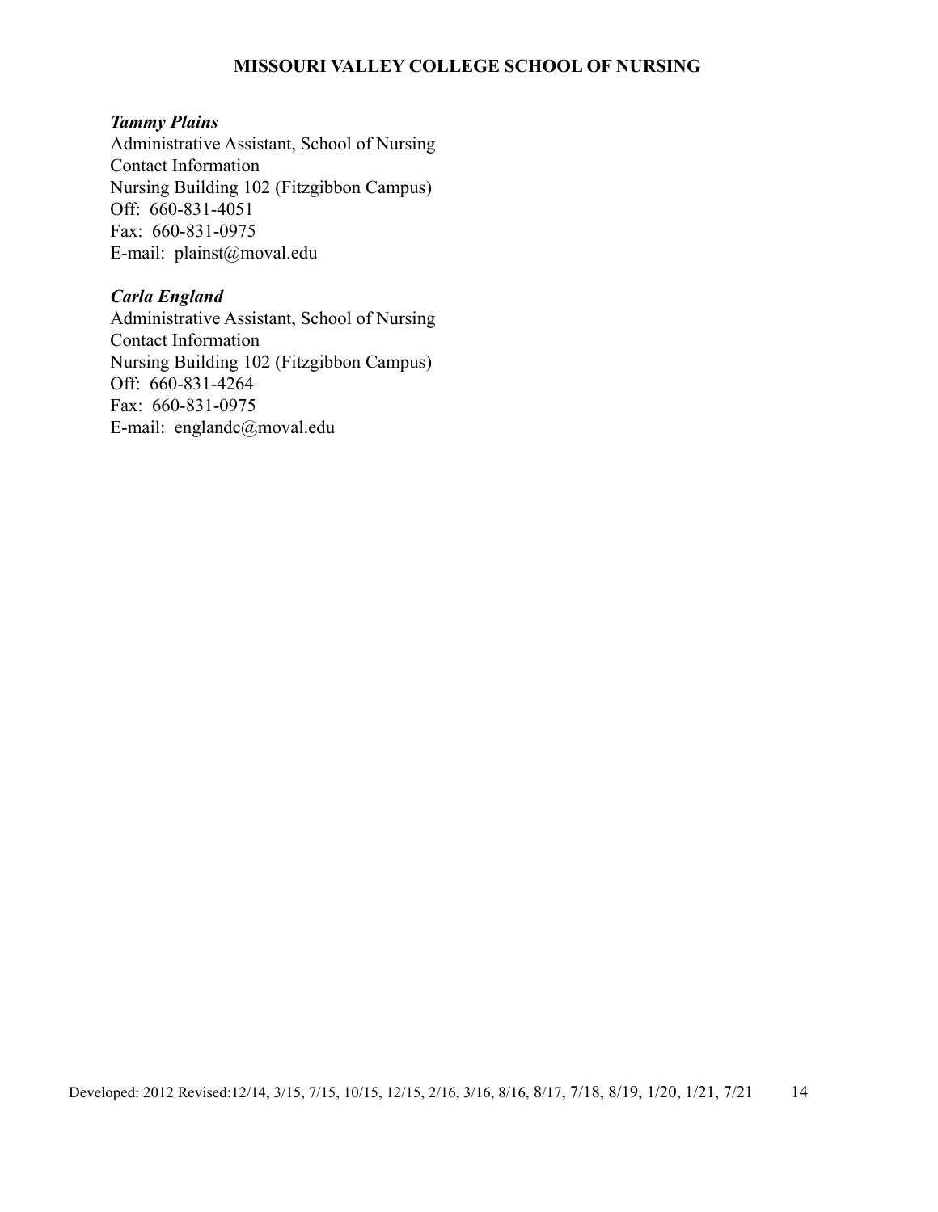***Tammy Plains***
Administrative Assistant, School of Nursing
Contact Information
Nursing Building 102 (Fitzgibbon Campus)
Off: 660-831-4051
Fax: 660-831-0975
E-mail: plainst@moval.edu

***Carla England***
Administrative Assistant, School of Nursing
Contact Information
Nursing Building 102 (Fitzgibbon Campus)
Off: 660-831-4264
Fax: 660-831-0975
E-mail: englandc@moval.edu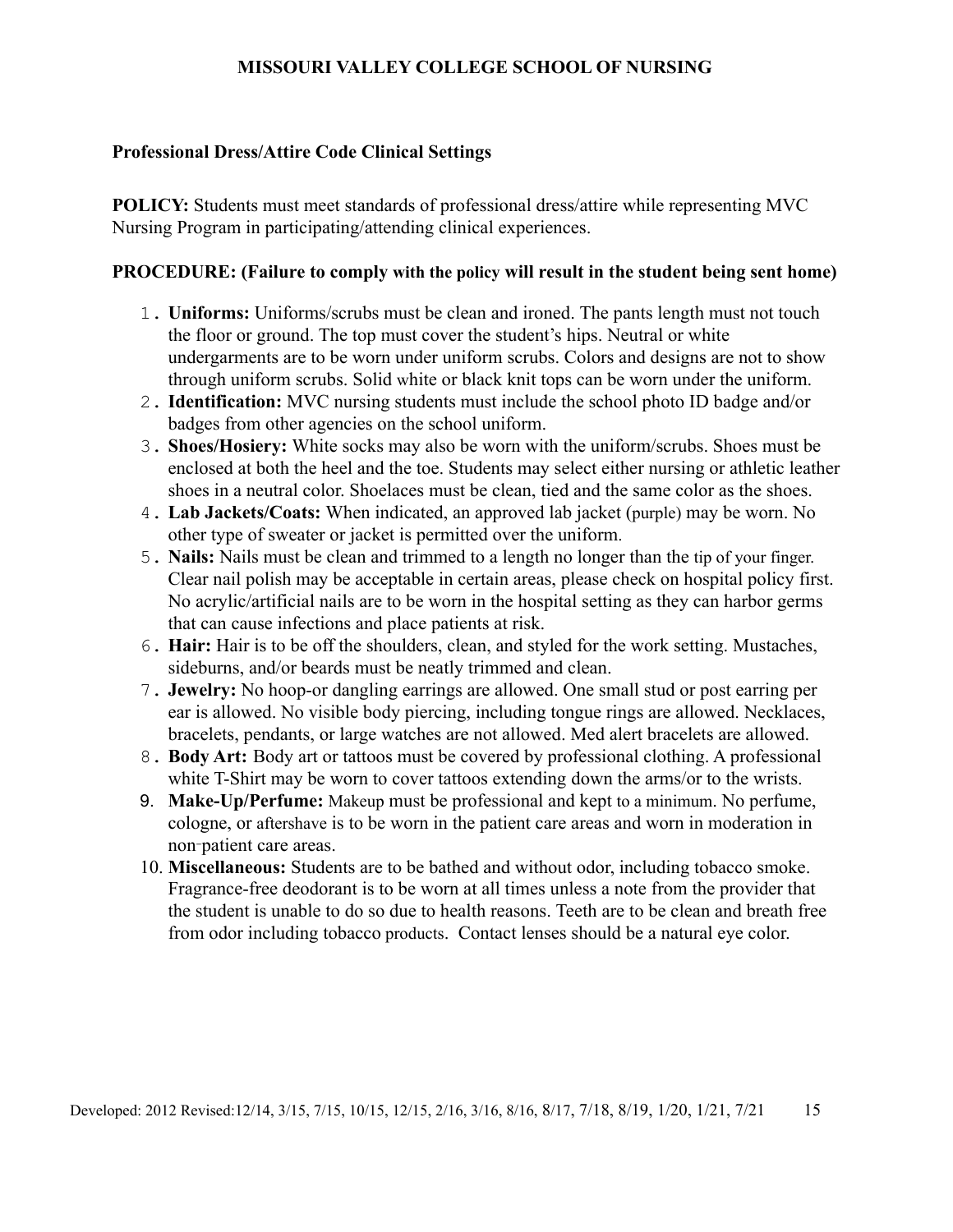**MISSOURI VALLEY COLLEGE SCHOOL OF NURSING**

**Professional Dress/Attire Code Clinical Settings**

**POLICY:** Students must meet standards of professional dress/attire while representing MVC Nursing Program in participating/attending clinical experiences.

**PROCEDURE: (Failure to comply with the policy will result in the student being sent home)**

1. **Uniforms:** Uniforms/scrubs must be clean and ironed. The pants length must not touch the floor or ground. The top must cover the student's hips. Neutral or white undergarments are to be worn under uniform scrubs. Colors and designs are not to show through uniform scrubs. Solid white or black knit tops can be worn under the uniform.
2. **Identification:** MVC nursing students must include the school photo ID badge and/or badges from other agencies on the school uniform.
3. **Shoes/Hosiery:** White socks may also be worn with the uniform/scrubs. Shoes must be enclosed at both the heel and the toe. Students may select either nursing or athletic leather shoes in a neutral color. Shoelaces must be clean, tied and the same color as the shoes.
4. **Lab Jackets/Coats:** When indicated, an approved lab jacket (purple) may be worn. No other type of sweater or jacket is permitted over the uniform.
5. **Nails:** Nails must be clean and trimmed to a length no longer than the tip of your finger. Clear nail polish may be acceptable in certain areas, please check on hospital policy first. No acrylic/artificial nails are to be worn in the hospital setting as they can harbor germs that can cause infections and place patients at risk.
6. **Hair:** Hair is to be off the shoulders, clean, and styled for the work setting. Mustaches, sideburns, and/or beards must be neatly trimmed and clean.
7. **Jewelry:** No hoop-or dangling earrings are allowed. One small stud or post earring per ear is allowed. No visible body piercing, including tongue rings are allowed. Necklaces, bracelets, pendants, or large watches are not allowed. Med alert bracelets are allowed.
8. **Body Art:** Body art or tattoos must be covered by professional clothing. A professional white T-Shirt may be worn to cover tattoos extending down the arms/or to the wrists.
9. **Make-Up/Perfume:** Makeup must be professional and kept to a minimum. No perfume, cologne, or aftershave is to be worn in the patient care areas and worn in moderation in non-patient care areas.
10. **Miscellaneous:** Students are to be bathed and without odor, including tobacco smoke. Fragrance-free deodorant is to be worn at all times unless a note from the provider that the student is unable to do so due to health reasons. Teeth are to be clean and breath free from odor including tobacco products. Contact lenses should be a natural eye color.

Developed: 2012 Revised:12/14, 3/15, 7/15, 10/15, 12/15, 2/16, 3/16, 8/16, 8/17, 7/18, 8/19, 1/20, 1/21, 7/21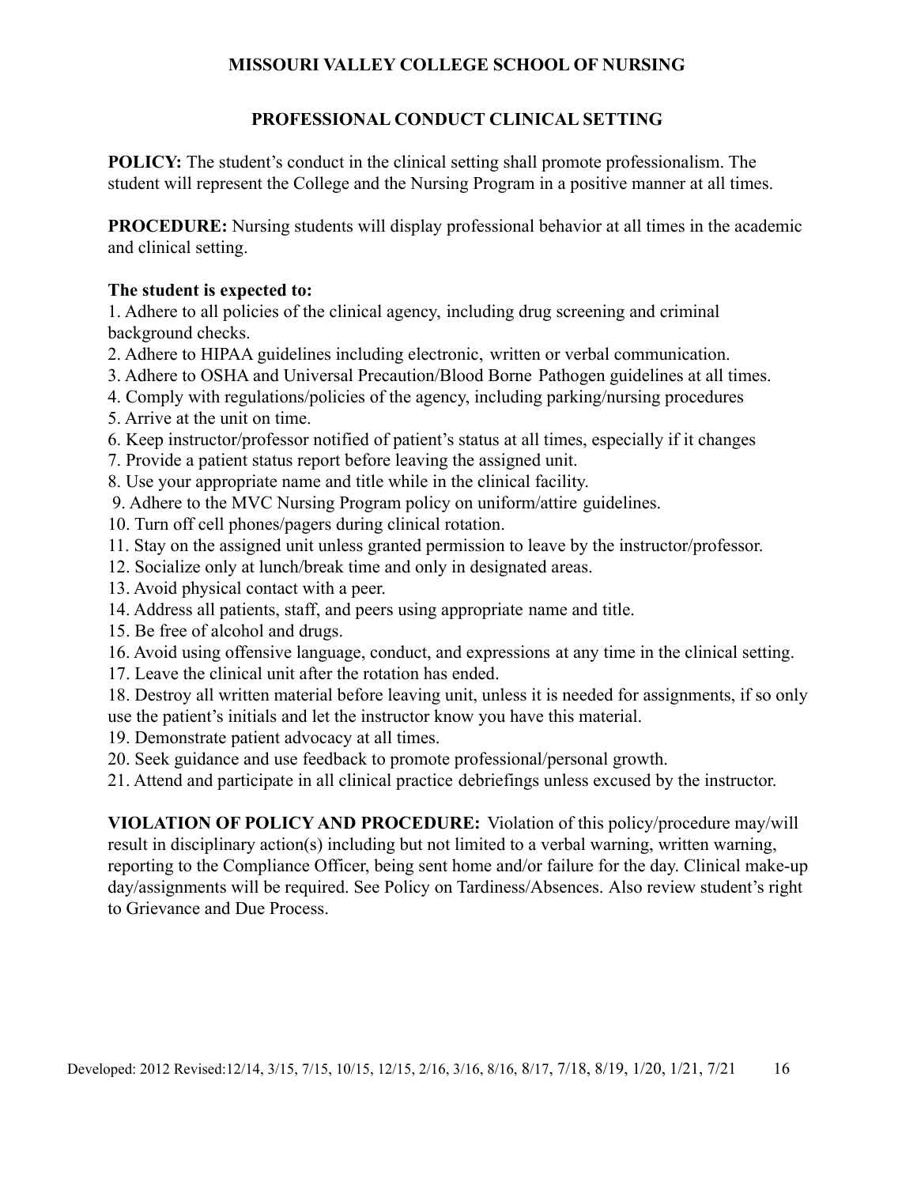## MISSOURI VALLEY COLLEGE SCHOOL OF NURSING

### PROFESSIONAL CONDUCT CLINICAL SETTING

**POLICY:** The student's conduct in the clinical setting shall promote professionalism. The student will represent the College and the Nursing Program in a positive manner at all times.

**PROCEDURE:** Nursing students will display professional behavior at all times in the academic and clinical setting.

**The student is expected to:**

1. Adhere to all policies of the clinical agency, including drug screening and criminal background checks.
2. Adhere to HIPAA guidelines including electronic, written or verbal communication.
3. Adhere to OSHA and Universal Precaution/Blood Borne Pathogen guidelines at all times.
4. Comply with regulations/policies of the agency, including parking/nursing procedures
5. Arrive at the unit on time.
6. Keep instructor/professor notified of patient's status at all times, especially if it changes
7. Provide a patient status report before leaving the assigned unit.
8. Use your appropriate name and title while in the clinical facility.
9. Adhere to the MVC Nursing Program policy on uniform/attire guidelines.
10. Turn off cell phones/pagers during clinical rotation.
11. Stay on the assigned unit unless granted permission to leave by the instructor/professor.
12. Socialize only at lunch/break time and only in designated areas.
13. Avoid physical contact with a peer.
14. Address all patients, staff, and peers using appropriate name and title.
15. Be free of alcohol and drugs.
16. Avoid using offensive language, conduct, and expressions at any time in the clinical setting.
17. Leave the clinical unit after the rotation has ended.
18. Destroy all written material before leaving unit, unless it is needed for assignments, if so only use the patient's initials and let the instructor know you have this material.
19. Demonstrate patient advocacy at all times.
20. Seek guidance and use feedback to promote professional/personal growth.
21. Attend and participate in all clinical practice debriefings unless excused by the instructor.

**VIOLATION OF POLICY AND PROCEDURE:** Violation of this policy/procedure may/will result in disciplinary action(s) including but not limited to a verbal warning, written warning, reporting to the Compliance Officer, being sent home and/or failure for the day. Clinical make-up day/assignments will be required. See Policy on Tardiness/Absences. Also review student's right to Grievance and Due Process.

Developed: 2012 Revised:12/14, 3/15, 7/15, 10/15, 12/15, 2/16, 3/16, 8/16, 8/17, 7/18, 8/19, 1/20, 1/21, 7/21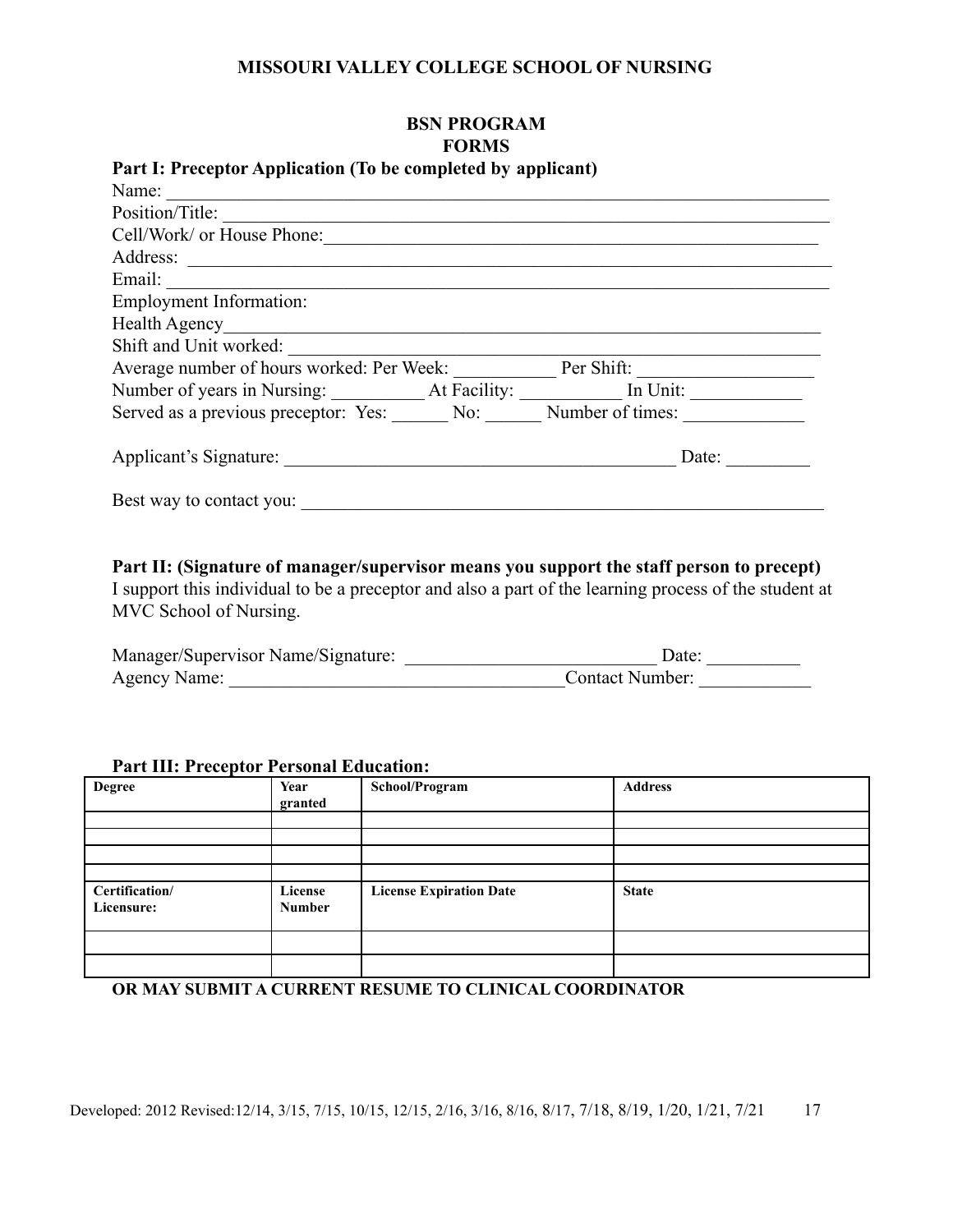**MISSOURI VALLEY COLLEGE SCHOOL OF NURSING**

**BSN PROGRAM**
**FORMS**

**Part I: Preceptor Application (To be completed by applicant)**

Name: ____________________________________________________________

Position/Title: ____________________________________________________________

Cell/Work/ or House Phone:____________________________________________________

Address: ____________________________________________________________

Email: ____________________________________________________________

Employment Information:

Health Agency____________________________________________________________

Shift and Unit worked: ____________________________________________________

Average number of hours worked: Per Week: __________ Per Shift: __________________

Number of years in Nursing: _________ At Facility: __________ In Unit: ___________

Served as a previous preceptor: Yes: ______ No: ______ Number of times: ____________

Applicant's Signature: ________________________________________ Date: _________

Best way to contact you: ____________________________________________________

**Part II: (Signature of manager/supervisor means you support the staff person to precept)**

I support this individual to be a preceptor and also a part of the learning process of the student at MVC School of Nursing.

Manager/Supervisor Name/Signature: __________________________ Date: __________

Agency Name: __________________________________Contact Number: ___________

**Part III: Preceptor Personal Education:**

| **Degree** | **Year granted** | **School/Program** | **Address** |
|---|---|---|---|
| | | | |
| | | | |
| | | | |
| | | | |
| **Certification/ Licensure:** | **License Number** | **License Expiration Date** | **State** |
| | | | |
| | | | |

**OR MAY SUBMIT A CURRENT RESUME TO CLINICAL COORDINATOR**

Developed: 2012 Revised:12/14, 3/15, 7/15, 10/15, 12/15, 2/16, 3/16, 8/16, 8/17, 7/18, 8/19, 1/20, 1/21, 7/21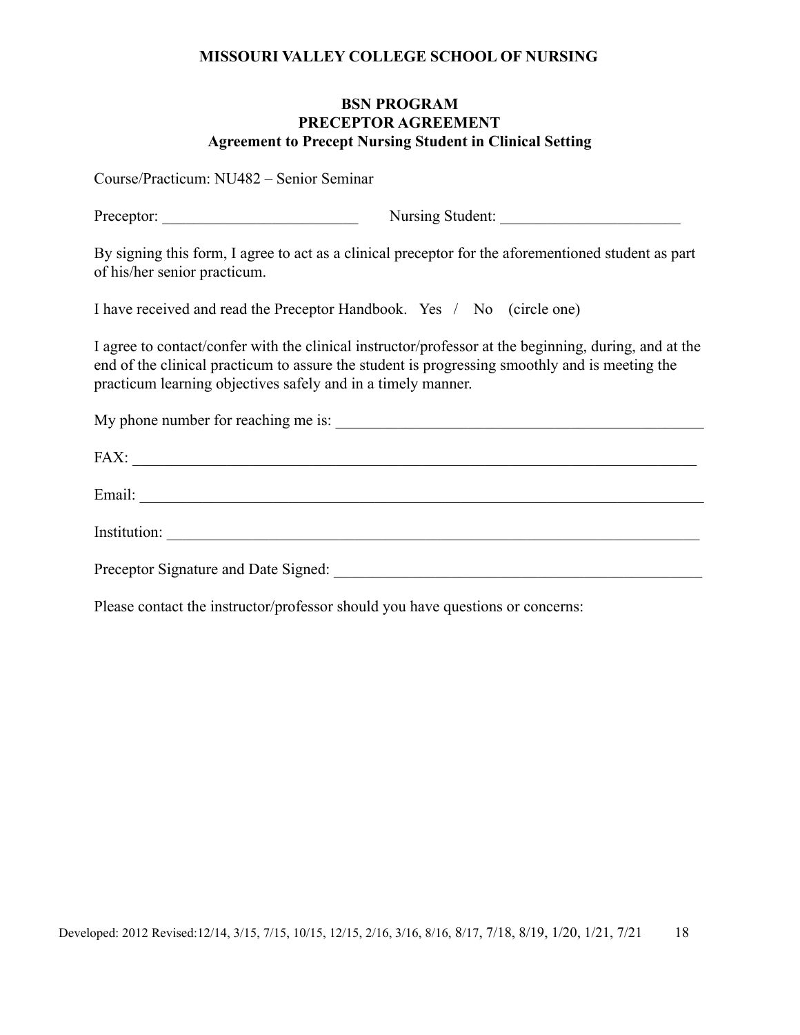**MISSOURI VALLEY COLLEGE SCHOOL OF NURSING**

**BSN PROGRAM**
**PRECEPTOR AGREEMENT**
**Agreement to Precept Nursing Student in Clinical Setting**

Course/Practicum: NU482 – Senior Seminar

Preceptor: _________________________ Nursing Student: _______________________

By signing this form, I agree to act as a clinical preceptor for the aforementioned student as part of his/her senior practicum.

I have received and read the Preceptor Handbook. Yes / No (circle one)

I agree to contact/confer with the clinical instructor/professor at the beginning, during, and at the end of the clinical practicum to assure the student is progressing smoothly and is meeting the practicum learning objectives safely and in a timely manner.

My phone number for reaching me is: _______________________________________________

FAX: __________________________________________________________________________

Email: _________________________________________________________________________

Institution: _____________________________________________________________________

Preceptor Signature and Date Signed: _______________________________________________

Please contact the instructor/professor should you have questions or concerns:

Developed: 2012 Revised:12/14, 3/15, 7/15, 10/15, 12/15, 2/16, 3/16, 8/16, 8/17, 7/18, 8/19, 1/20, 1/21, 7/21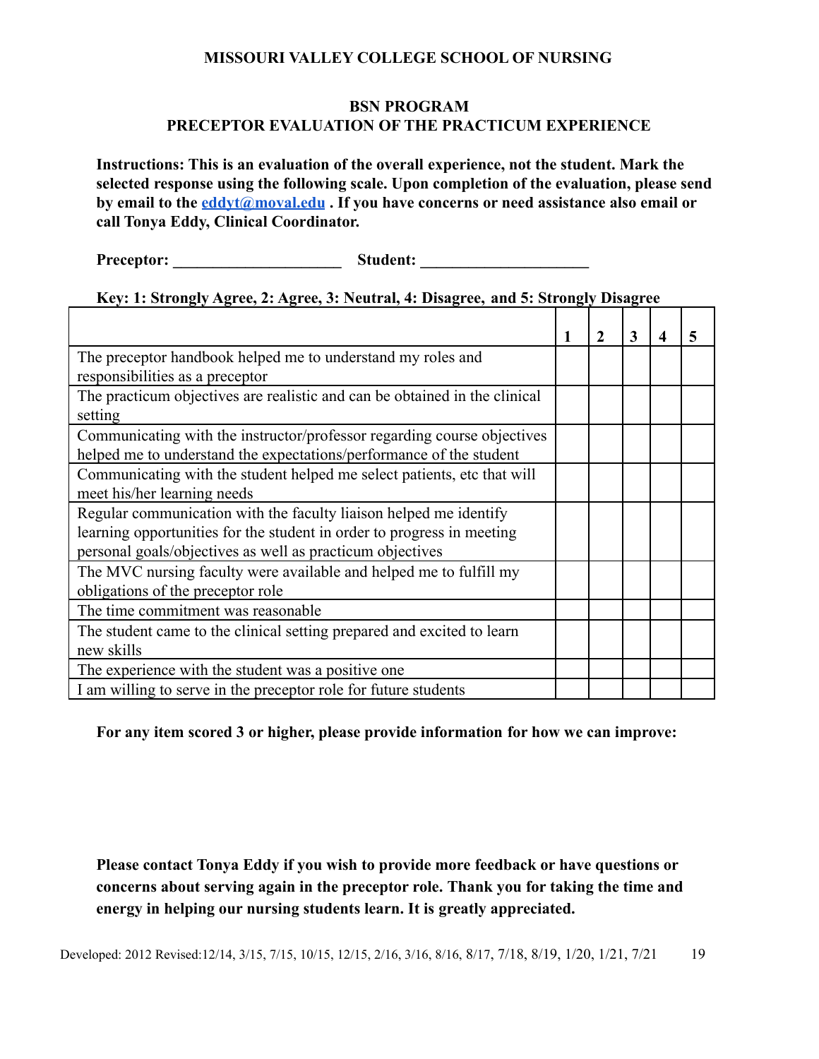**MISSOURI VALLEY COLLEGE SCHOOL OF NURSING**

**BSN PROGRAM**
**PRECEPTOR EVALUATION OF THE PRACTICUM EXPERIENCE**

**Instructions: This is an evaluation of the overall experience, not the student. Mark the selected response using the following scale. Upon completion of the evaluation, please send by email to the [eddyt@moval.edu](mailto:eddyt@moval.edu) . If you have concerns or need assistance also email or call Tonya Eddy, Clinical Coordinator.**

**Preceptor: ____________________ Student: ____________________**

**Key: 1: Strongly Agree, 2: Agree, 3: Neutral, 4: Disagree, and 5: Strongly Disagree**

| | 1 | 2 | 3 | 4 | 5 |
|---|---|---|---|---|---|
| The preceptor handbook helped me to understand my roles and responsibilities as a preceptor | | | | | |
| The practicum objectives are realistic and can be obtained in the clinical setting | | | | | |
| Communicating with the instructor/professor regarding course objectives helped me to understand the expectations/performance of the student | | | | | |
| Communicating with the student helped me select patients, etc that will meet his/her learning needs | | | | | |
| Regular communication with the faculty liaison helped me identify learning opportunities for the student in order to progress in meeting personal goals/objectives as well as practicum objectives | | | | | |
| The MVC nursing faculty were available and helped me to fulfill my obligations of the preceptor role | | | | | |
| The time commitment was reasonable | | | | | |
| The student came to the clinical setting prepared and excited to learn new skills | | | | | |
| The experience with the student was a positive one | | | | | |
| I am willing to serve in the preceptor role for future students | | | | | |

**For any item scored 3 or higher, please provide information for how we can improve:**

**Please contact Tonya Eddy if you wish to provide more feedback or have questions or concerns about serving again in the preceptor role. Thank you for taking the time and energy in helping our nursing students learn. It is greatly appreciated.**

Developed: 2012 Revised:12/14, 3/15, 7/15, 10/15, 12/15, 2/16, 3/16, 8/16, 8/17, 7/18, 8/19, 1/20, 1/21, 7/21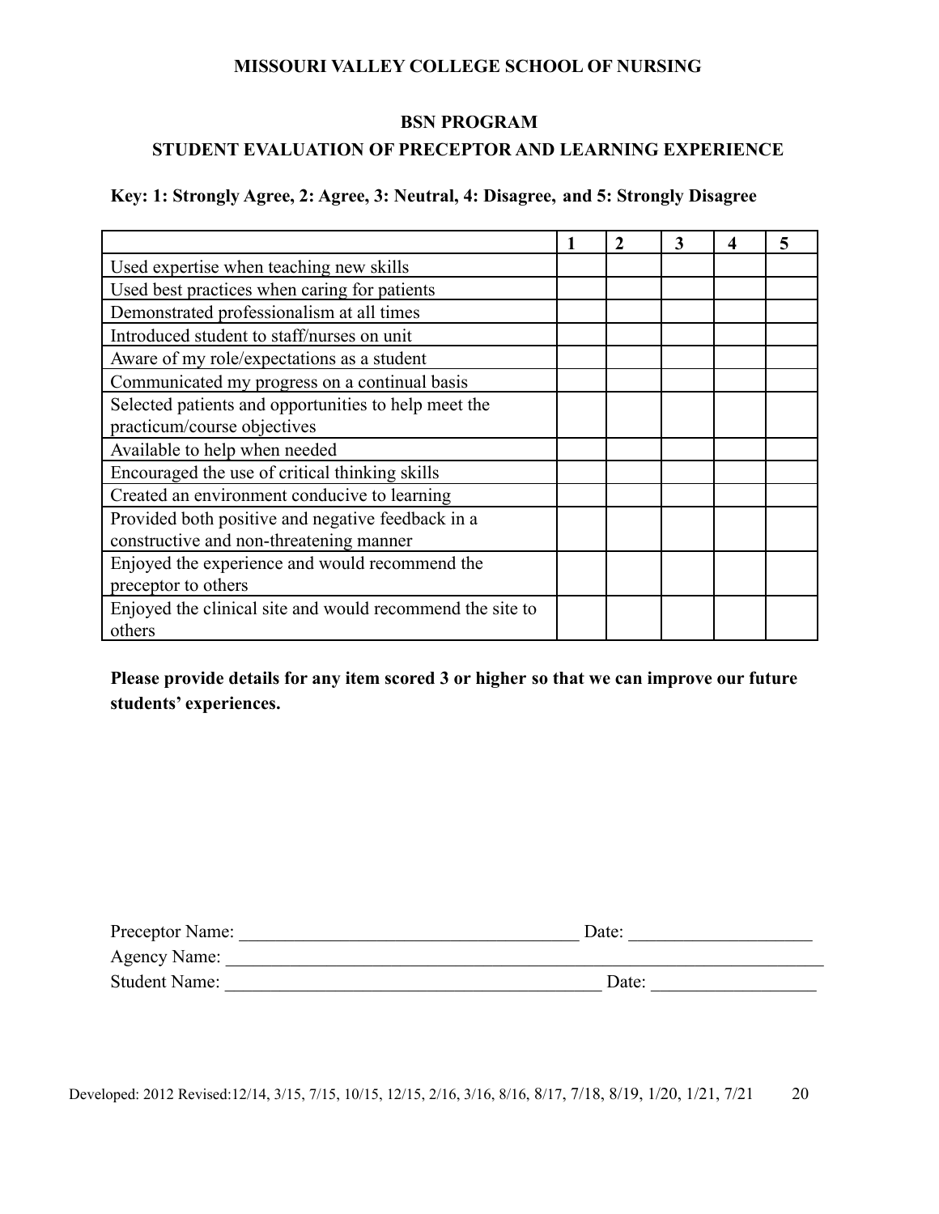**MISSOURI VALLEY COLLEGE SCHOOL OF NURSING**

**BSN PROGRAM**

**STUDENT EVALUATION OF PRECEPTOR AND LEARNING EXPERIENCE**

**Key: 1: Strongly Agree, 2: Agree, 3: Neutral, 4: Disagree, and 5: Strongly Disagree**

| | 1 | 2 | 3 | 4 | 5 |
|---|---|---|---|---|---|
| Used expertise when teaching new skills | | | | | |
| Used best practices when caring for patients | | | | | |
| Demonstrated professionalism at all times | | | | | |
| Introduced student to staff/nurses on unit | | | | | |
| Aware of my role/expectations as a student | | | | | |
| Communicated my progress on a continual basis | | | | | |
| Selected patients and opportunities to help meet the practicum/course objectives | | | | | |
| Available to help when needed | | | | | |
| Encouraged the use of critical thinking skills | | | | | |
| Created an environment conducive to learning | | | | | |
| Provided both positive and negative feedback in a constructive and non-threatening manner | | | | | |
| Enjoyed the experience and would recommend the preceptor to others | | | | | |
| Enjoyed the clinical site and would recommend the site to others | | | | | |

**Please provide details for any item scored 3 or higher so that we can improve our future students' experiences.**

Preceptor Name: ____________________________________ Date: ____________________

Agency Name: ______________________________________________________________

Student Name: ________________________________________ Date: __________________

Developed: 2012 Revised:12/14, 3/15, 7/15, 10/15, 12/15, 2/16, 3/16, 8/16, 8/17, 7/18, 8/19, 1/20, 1/21, 7/21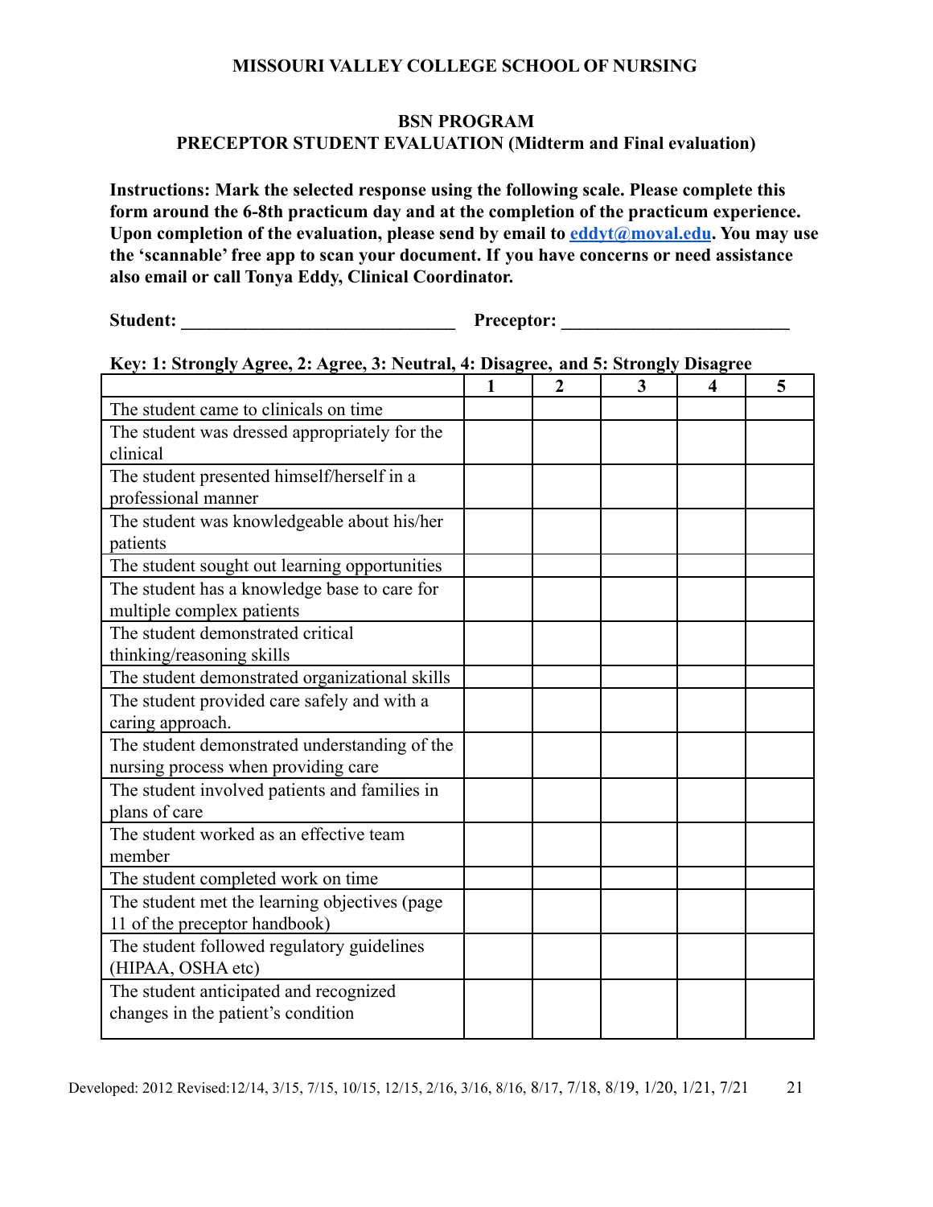**MISSOURI VALLEY COLLEGE SCHOOL OF NURSING**

**BSN PROGRAM**
**PRECEPTOR STUDENT EVALUATION (Midterm and Final evaluation)**

**Instructions: Mark the selected response using the following scale. Please complete this form around the 6-8th practicum day and at the completion of the practicum experience. Upon completion of the evaluation, please send by email to [eddyt@moval.edu](mailto:eddyt@moval.edu). You may use the 'scannable' free app to scan your document. If you have concerns or need assistance also email or call Tonya Eddy, Clinical Coordinator.**

**Student: ______________________________ Preceptor: ________________________**

**Key: 1: Strongly Agree, 2: Agree, 3: Neutral, 4: Disagree, and 5: Strongly Disagree**

| | 1 | 2 | 3 | 4 | 5 |
|---|---|---|---|---|---|
| The student came to clinicals on time | | | | | |
| The student was dressed appropriately for the clinical | | | | | |
| The student presented himself/herself in a professional manner | | | | | |
| The student was knowledgeable about his/her patients | | | | | |
| The student sought out learning opportunities | | | | | |
| The student has a knowledge base to care for multiple complex patients | | | | | |
| The student demonstrated critical thinking/reasoning skills | | | | | |
| The student demonstrated organizational skills | | | | | |
| The student provided care safely and with a caring approach. | | | | | |
| The student demonstrated understanding of the nursing process when providing care | | | | | |
| The student involved patients and families in plans of care | | | | | |
| The student worked as an effective team member | | | | | |
| The student completed work on time | | | | | |
| The student met the learning objectives (page 11 of the preceptor handbook) | | | | | |
| The student followed regulatory guidelines (HIPAA, OSHA etc) | | | | | |
| The student anticipated and recognized changes in the patient's condition | | | | | |

Developed: 2012 Revised:12/14, 3/15, 7/15, 10/15, 12/15, 2/16, 3/16, 8/16, 8/17, 7/18, 8/19, 1/20, 1/21, 7/21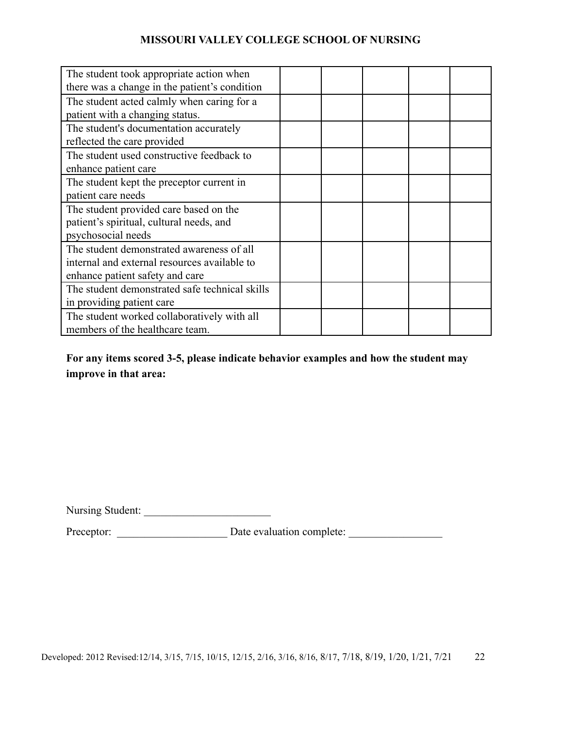| | | | | | |
|---|---|---|---|---|---|
| The student took appropriate action when there was a change in the patient's condition | | | | | |
| The student acted calmly when caring for a patient with a changing status. | | | | | |
| The student's documentation accurately reflected the care provided | | | | | |
| The student used constructive feedback to enhance patient care | | | | | |
| The student kept the preceptor current in patient care needs | | | | | |
| The student provided care based on the patient's spiritual, cultural needs, and psychosocial needs | | | | | |
| The student demonstrated awareness of all internal and external resources available to enhance patient safety and care | | | | | |
| The student demonstrated safe technical skills in providing patient care | | | | | |
| The student worked collaboratively with all members of the healthcare team. | | | | | |

**For any items scored 3-5, please indicate behavior examples and how the student may improve in that area:**

Nursing Student: _______________________

Preceptor: ____________________ Date evaluation complete: _________________

Developed: 2012 Revised:12/14, 3/15, 7/15, 10/15, 12/15, 2/16, 3/16, 8/16, 8/17, 7/18, 8/19, 1/20, 1/21, 7/21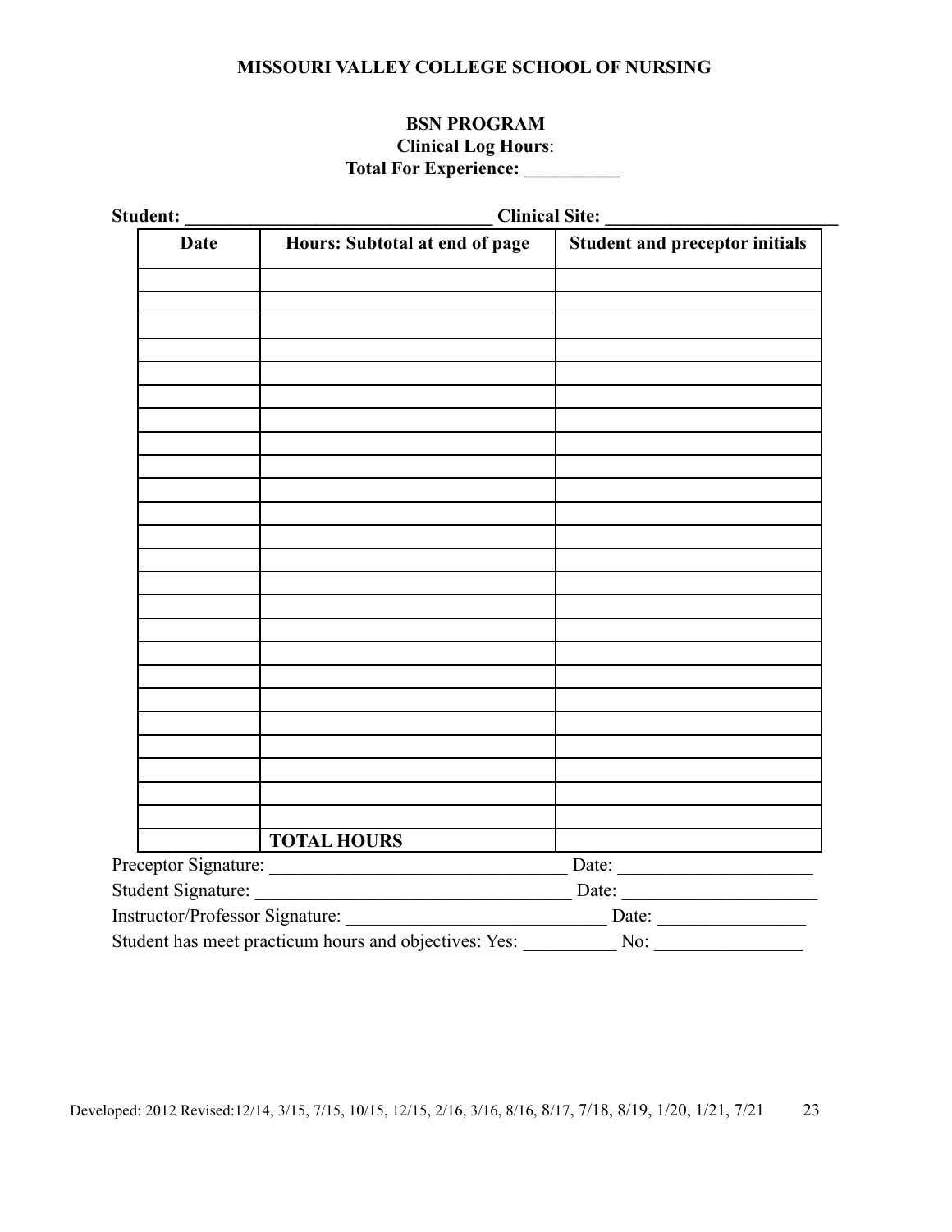**MISSOURI VALLEY COLLEGE SCHOOL OF NURSING**

**BSN PROGRAM**

**Clinical Log Hours**:

**Total For Experience: __________**

**Student: ________________________________ Clinical Site: ________________________**

| Date | Hours: Subtotal at end of page | Student and preceptor initials |
|---|---|---|
| | | |
| | | |
| | | |
| | | |
| | | |
| | | |
| | | |
| | | |
| | | |
| | | |
| | | |
| | | |
| | | |
| | | |
| | | |
| | | |
| | | |
| | | |
| | | |
| | | |
| | | |
| | | |
| | | |
| | | |
| | **TOTAL HOURS** | |

Preceptor Signature: ________________________________ Date: _____________________

Student Signature: __________________________________ Date: _____________________

Instructor/Professor Signature: ____________________________ Date: ________________

Student has meet practicum hours and objectives: Yes: __________ No: ________________

Developed: 2012 Revised:12/14, 3/15, 7/15, 10/15, 12/15, 2/16, 3/16, 8/16, 8/17, 7/18, 8/19, 1/20, 1/21, 7/21